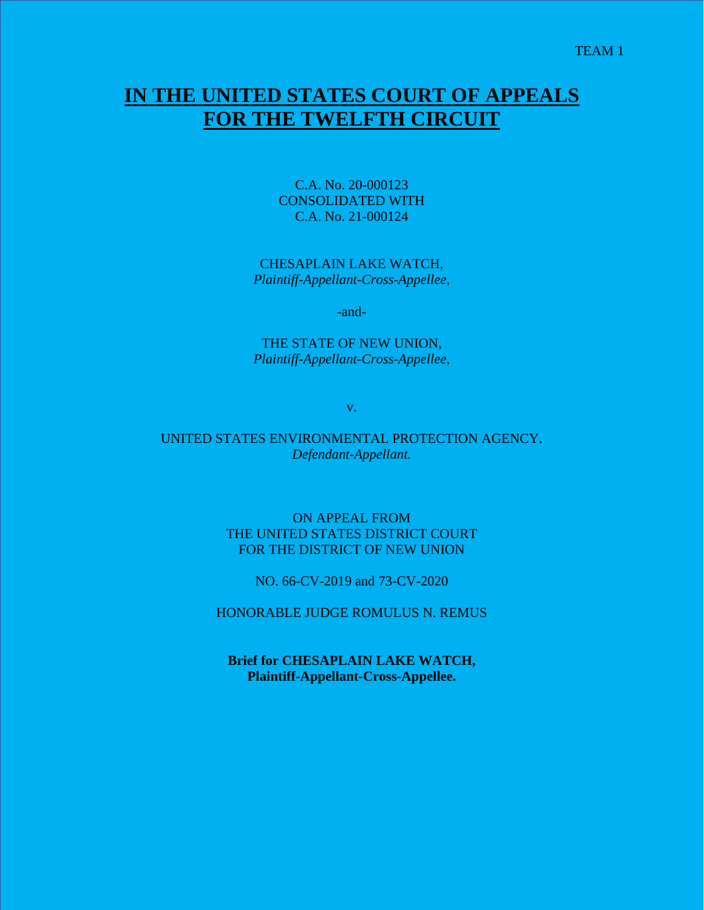TEAM 1

# IN THE UNITED STATES COURT OF APPEALS FOR THE TWELFTH CIRCUIT

C.A. No. 20-000123
CONSOLIDATED WITH
C.A. No. 21-000124

CHESAPLAIN LAKE WATCH,
*Plaintiff-Appellant-Cross-Appellee,*

-and-

THE STATE OF NEW UNION,
*Plaintiff-Appellant-Cross-Appellee,*

v.

UNITED STATES ENVIRONMENTAL PROTECTION AGENCY.
*Defendant-Appellant.*

ON APPEAL FROM
THE UNITED STATES DISTRICT COURT
FOR THE DISTRICT OF NEW UNION

NO. 66-CV-2019 and 73-CV-2020

HONORABLE JUDGE ROMULUS N. REMUS

**Brief for CHESAPLAIN LAKE WATCH,**
**Plaintiff-Appellant-Cross-Appellee.**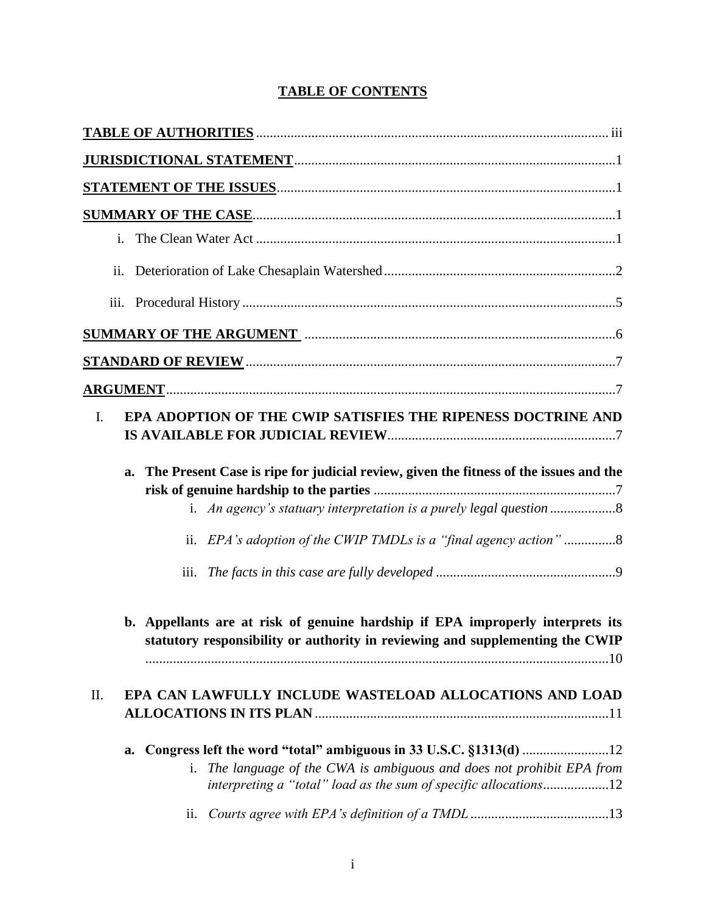# TABLE OF CONTENTS

**TABLE OF AUTHORITIES** ...................................................................................................... iii

**JURISDICTIONAL STATEMENT** ............................................................................................1

**STATEMENT OF THE ISSUES** .................................................................................................1

**SUMMARY OF THE CASE** ........................................................................................................1

i. The Clean Water Act .........................................................................................................1

ii. Deterioration of Lake Chesaplain Watershed ...................................................................2

iii. Procedural History ............................................................................................................5

**SUMMARY OF THE ARGUMENT** ..........................................................................................6

**STANDARD OF REVIEW** ...........................................................................................................7

**ARGUMENT** ..................................................................................................................................7

I. **EPA ADOPTION OF THE CWIP SATISFIES THE RIPENESS DOCTRINE AND IS AVAILABLE FOR JUDICIAL REVIEW** .................................................................7

a. **The Present Case is ripe for judicial review, given the fitness of the issues and the risk of genuine hardship to the parties** ......................................................................7

i. *An agency's statuary interpretation is a purely legal question* ...................8

ii. *EPA's adoption of the CWIP TMDLs is a "final agency action"* ...............8

iii. *The facts in this case are fully developed* ....................................................9

b. **Appellants are at risk of genuine hardship if EPA improperly interprets its statutory responsibility or authority in reviewing and supplementing the CWIP** ......................................................................................................................................10

II. **EPA CAN LAWFULLY INCLUDE WASTELOAD ALLOCATIONS AND LOAD ALLOCATIONS IN ITS PLAN** .....................................................................................11

a. **Congress left the word "total" ambiguous in 33 U.S.C. §1313(d)** .........................12

i. *The language of the CWA is ambiguous and does not prohibit EPA from interpreting a "total" load as the sum of specific allocations* ...................12

ii. *Courts agree with EPA's definition of a TMDL* ........................................13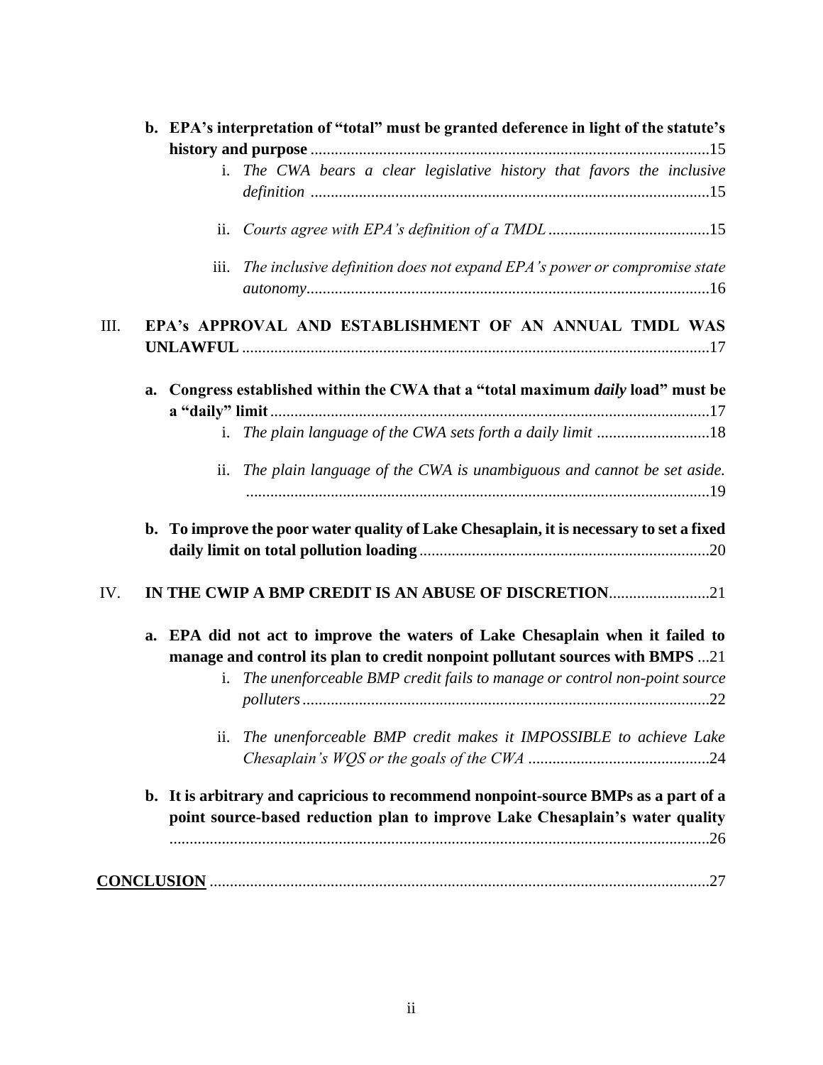**b. EPA's interpretation of "total" must be granted deference in light of the statute's history and purpose** ..................................................................................................15

i. *The CWA bears a clear legislative history that favors the inclusive definition* ..................................................................................................15

ii. *Courts agree with EPA's definition of a TMDL* ........................................15

iii. *The inclusive definition does not expand EPA's power or compromise state autonomy*...................................................................................................16

III. **EPA's APPROVAL AND ESTABLISHMENT OF AN ANNUAL TMDL WAS UNLAWFUL** ...................................................................................................................17

**a. Congress established within the CWA that a "total maximum *daily* load" must be a "daily" limit** ............................................................................................................17

i. *The plain language of the CWA sets forth a daily limit* ............................18

ii. *The plain language of the CWA is unambiguous and cannot be set aside.* ...................................................................................................................19

**b. To improve the poor water quality of Lake Chesaplain, it is necessary to set a fixed daily limit on total pollution loading** ........................................................................20

IV. **IN THE CWIP A BMP CREDIT IS AN ABUSE OF DISCRETION**.........................21

**a. EPA did not act to improve the waters of Lake Chesaplain when it failed to manage and control its plan to credit nonpoint pollutant sources with BMPS** ...21

i. *The unenforceable BMP credit fails to manage or control non-point source polluters* .....................................................................................................22

ii. *The unenforceable BMP credit makes it IMPOSSIBLE to achieve Lake Chesaplain's WQS or the goals of the CWA* .............................................24

**b. It is arbitrary and capricious to recommend nonpoint-source BMPs as a part of a point source-based reduction plan to improve Lake Chesaplain's water quality** .......................................................................................................................................26

**CONCLUSION** .............................................................................................................................27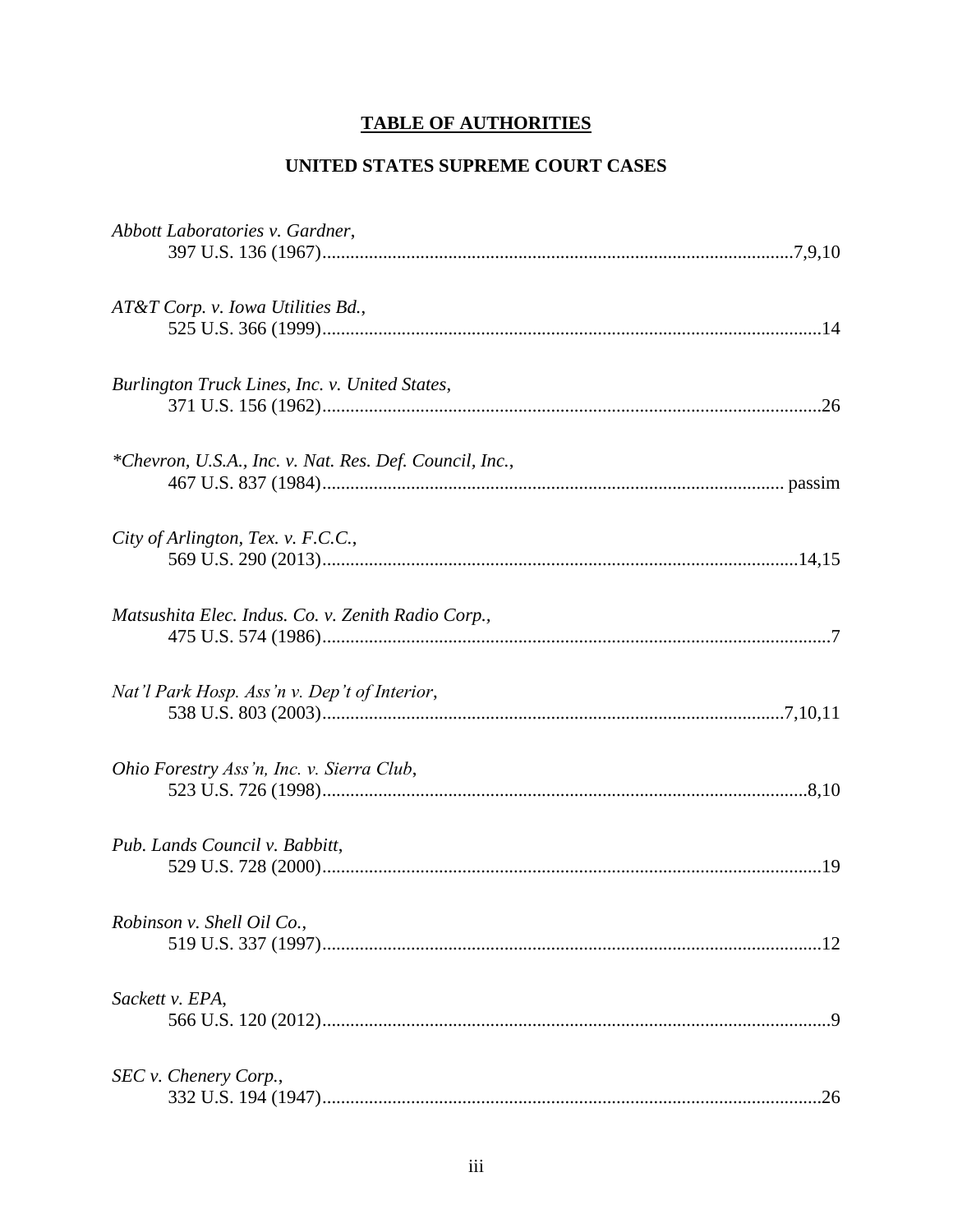# TABLE OF AUTHORITIES

## UNITED STATES SUPREME COURT CASES

*Abbott Laboratories v. Gardner*,
397 U.S. 136 (1967)....................................................................................................7,9,10

*AT&T Corp. v. Iowa Utilities Bd.*,
525 U.S. 366 (1999)..........................................................................................................14

*Burlington Truck Lines, Inc. v. United States*,
371 U.S. 156 (1962)..........................................................................................................26

*\*Chevron, U.S.A., Inc. v. Nat. Res. Def. Council, Inc.*,
467 U.S. 837 (1984)................................................................................................. passim

*City of Arlington, Tex. v. F.C.C.*,
569 U.S. 290 (2013).....................................................................................................14,15

*Matsushita Elec. Indus. Co. v. Zenith Radio Corp.*,
475 U.S. 574 (1986)............................................................................................................7

*Nat'l Park Hosp. Ass'n v. Dep't of Interior*,
538 U.S. 803 (2003)..................................................................................................7,10,11

*Ohio Forestry Ass'n, Inc. v. Sierra Club*,
523 U.S. 726 (1998).......................................................................................................8,10

*Pub. Lands Council v. Babbitt*,
529 U.S. 728 (2000)..........................................................................................................19

*Robinson v. Shell Oil Co.*,
519 U.S. 337 (1997)..........................................................................................................12

*Sackett v. EPA*,
566 U.S. 120 (2012)............................................................................................................9

*SEC v. Chenery Corp.*,
332 U.S. 194 (1947)..........................................................................................................26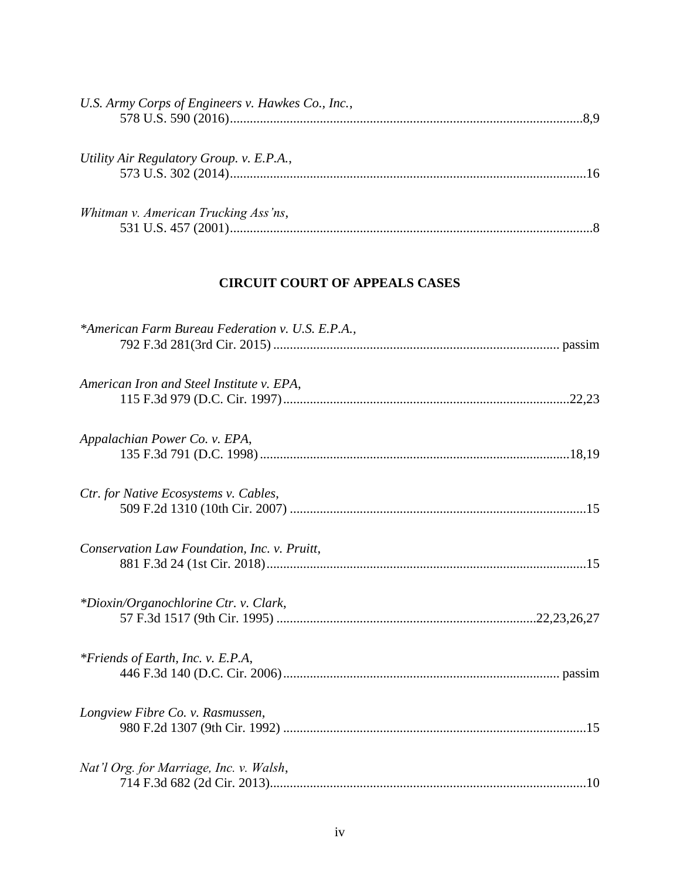*U.S. Army Corps of Engineers v. Hawkes Co., Inc.*,
578 U.S. 590 (2016)........................................................................................................8,9

*Utility Air Regulatory Group. v. E.P.A.*,
573 U.S. 302 (2014).........................................................................................................16

*Whitman v. American Trucking Ass'ns*,
531 U.S. 457 (2001)...........................................................................................................8

## CIRCUIT COURT OF APPEALS CASES

*\*American Farm Bureau Federation v. U.S. E.P.A.,*
792 F.3d 281(3rd Cir. 2015) ..................................................................................... passim

*American Iron and Steel Institute v. EPA*,
115 F.3d 979 (D.C. Cir. 1997).....................................................................................22,23

*Appalachian Power Co. v. EPA*,
135 F.3d 791 (D.C. 1998)............................................................................................18,19

*Ctr. for Native Ecosystems v. Cables*,
509 F.2d 1310 (10th Cir. 2007) .......................................................................................15

*Conservation Law Foundation, Inc. v. Pruitt*,
881 F.3d 24 (1st Cir. 2018)..............................................................................................15

*\*Dioxin/Organochlorine Ctr. v. Clark*,
57 F.3d 1517 (9th Cir. 1995) ............................................................................22,23,26,27

*\*Friends of Earth, Inc. v. E.P.A*,
446 F.3d 140 (D.C. Cir. 2006)................................................................................. passim

*Longview Fibre Co. v. Rasmussen*,
980 F.2d 1307 (9th Cir. 1992) ..........................................................................................15

*Nat'l Org. for Marriage, Inc. v. Walsh*,
714 F.3d 682 (2d Cir. 2013)..............................................................................................10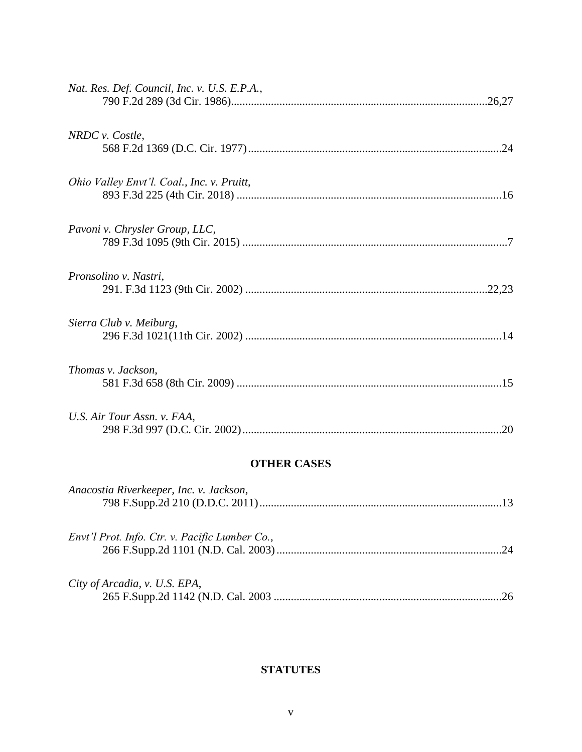*Nat. Res. Def. Council, Inc. v. U.S. E.P.A.*,
790 F.2d 289 (3d Cir. 1986).........................................................................................26,27

*NRDC v. Costle*,
568 F.2d 1369 (D.C. Cir. 1977).........................................................................................24

*Ohio Valley Envt'l. Coal., Inc. v. Pruitt*,
893 F.3d 225 (4th Cir. 2018) ............................................................................................16

*Pavoni v. Chrysler Group, LLC*,
789 F.3d 1095 (9th Cir. 2015) ............................................................................................7

*Pronsolino v. Nastri*,
291. F.3d 1123 (9th Cir. 2002) .....................................................................................22,23

*Sierra Club v. Meiburg*,
296 F.3d 1021(11th Cir. 2002) ..........................................................................................14

*Thomas v. Jackson*,
581 F.3d 658 (8th Cir. 2009) .............................................................................................15

*U.S. Air Tour Assn. v. FAA*,
298 F.3d 997 (D.C. Cir. 2002)...........................................................................................20

## OTHER CASES

*Anacostia Riverkeeper, Inc. v. Jackson*,
798 F.Supp.2d 210 (D.D.C. 2011).....................................................................................13

*Envt'l Prot. Info. Ctr. v. Pacific Lumber Co.*,
266 F.Supp.2d 1101 (N.D. Cal. 2003)...............................................................................24

*City of Arcadia, v. U.S. EPA*,
265 F.Supp.2d 1142 (N.D. Cal. 2003 ................................................................................26

## STATUTES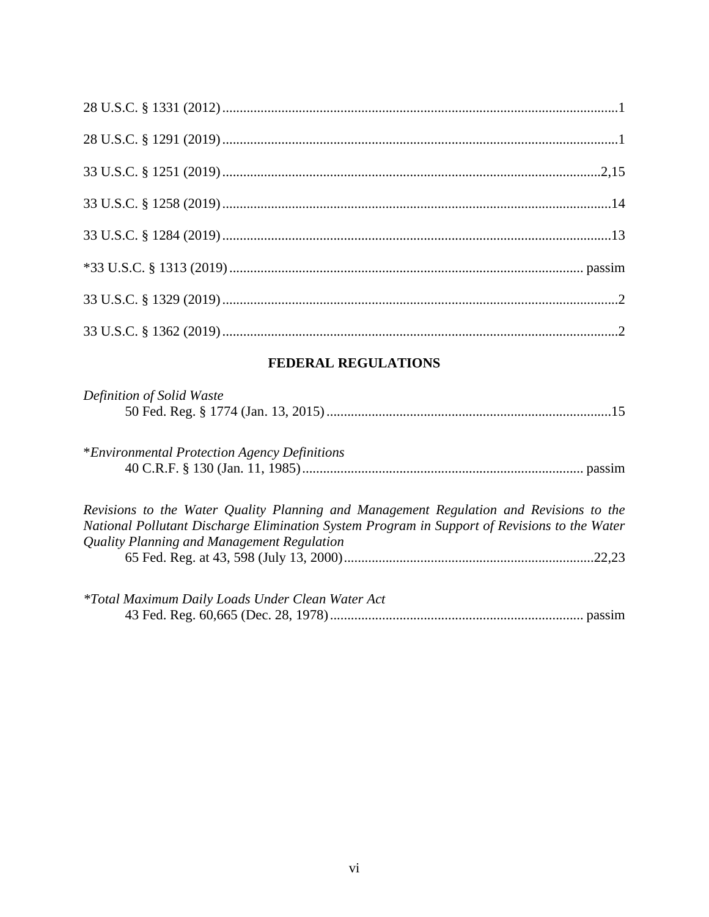28 U.S.C. § 1331 (2012) .......................................................................................................1

28 U.S.C. § 1291 (2019) .......................................................................................................1

33 U.S.C. § 1251 (2019) ..................................................................................................2,15

33 U.S.C. § 1258 (2019) .....................................................................................................14

33 U.S.C. § 1284 (2019) .....................................................................................................13

*33 U.S.C. § 1313 (2019) ............................................................................................ passim

33 U.S.C. § 1329 (2019) .......................................................................................................2

33 U.S.C. § 1362 (2019) .......................................................................................................2

## FEDERAL REGULATIONS

*Definition of Solid Waste*
50 Fed. Reg. § 1774 (Jan. 13, 2015) ........................................................................15

*Environmental Protection Agency Definitions*
40 C.R.F. § 130 (Jan. 11, 1985) ....................................................................... passim

*Revisions to the Water Quality Planning and Management Regulation and Revisions to the National Pollutant Discharge Elimination System Program in Support of Revisions to the Water Quality Planning and Management Regulation*
65 Fed. Reg. at 43, 598 (July 13, 2000) ..............................................................22,23

*Total Maximum Daily Loads Under Clean Water Act*
43 Fed. Reg. 60,665 (Dec. 28, 1978) ................................................................ passim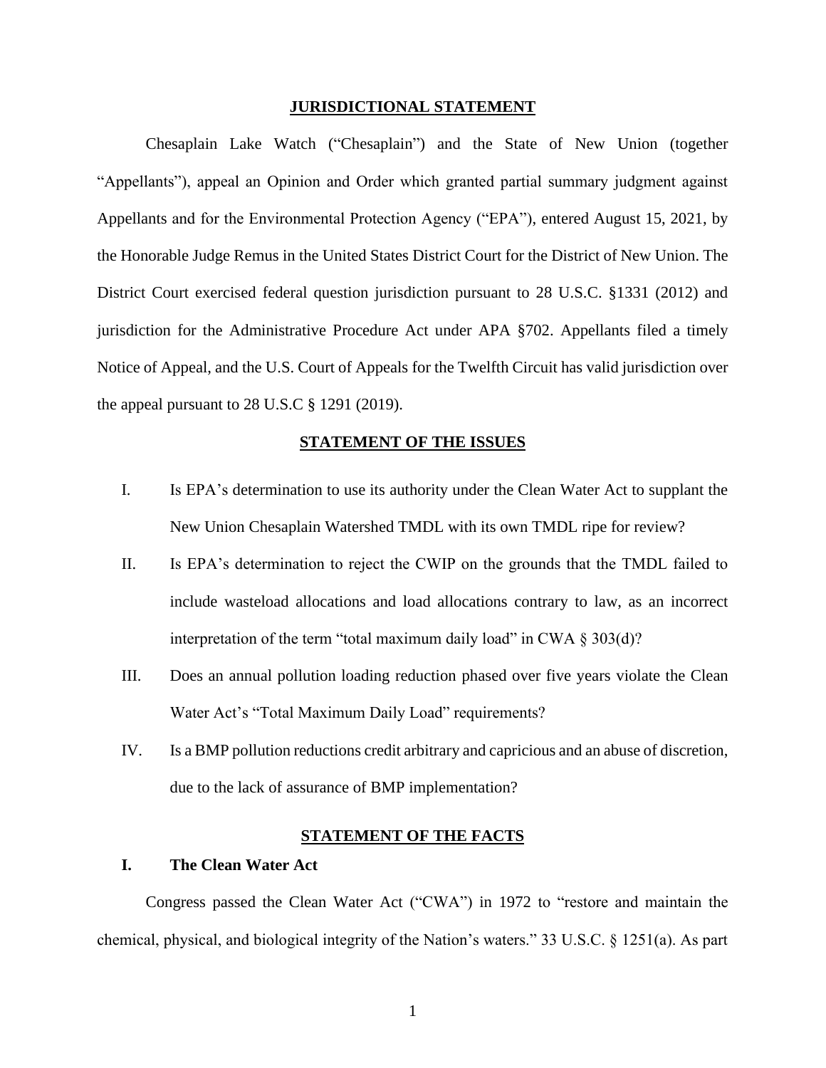## JURISDICTIONAL STATEMENT

Chesaplain Lake Watch ("Chesaplain") and the State of New Union (together "Appellants"), appeal an Opinion and Order which granted partial summary judgment against Appellants and for the Environmental Protection Agency ("EPA"), entered August 15, 2021, by the Honorable Judge Remus in the United States District Court for the District of New Union. The District Court exercised federal question jurisdiction pursuant to 28 U.S.C. §1331 (2012) and jurisdiction for the Administrative Procedure Act under APA §702. Appellants filed a timely Notice of Appeal, and the U.S. Court of Appeals for the Twelfth Circuit has valid jurisdiction over the appeal pursuant to 28 U.S.C § 1291 (2019).

## STATEMENT OF THE ISSUES

I. Is EPA's determination to use its authority under the Clean Water Act to supplant the New Union Chesaplain Watershed TMDL with its own TMDL ripe for review?

II. Is EPA's determination to reject the CWIP on the grounds that the TMDL failed to include wasteload allocations and load allocations contrary to law, as an incorrect interpretation of the term "total maximum daily load" in CWA § 303(d)?

III. Does an annual pollution loading reduction phased over five years violate the Clean Water Act's "Total Maximum Daily Load" requirements?

IV. Is a BMP pollution reductions credit arbitrary and capricious and an abuse of discretion, due to the lack of assurance of BMP implementation?

## STATEMENT OF THE FACTS

### I. The Clean Water Act

Congress passed the Clean Water Act ("CWA") in 1972 to "restore and maintain the chemical, physical, and biological integrity of the Nation's waters." 33 U.S.C. § 1251(a). As part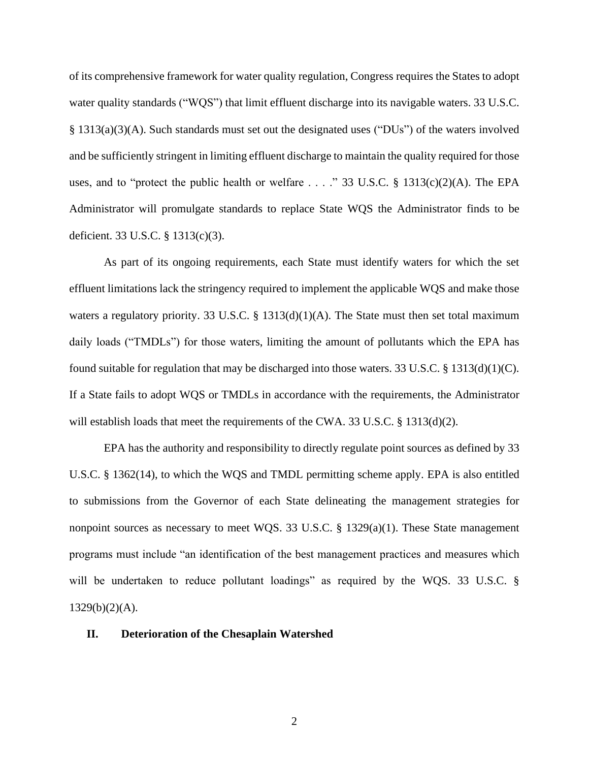of its comprehensive framework for water quality regulation, Congress requires the States to adopt water quality standards ("WQS") that limit effluent discharge into its navigable waters. 33 U.S.C. § 1313(a)(3)(A). Such standards must set out the designated uses ("DUs") of the waters involved and be sufficiently stringent in limiting effluent discharge to maintain the quality required for those uses, and to "protect the public health or welfare . . . ." 33 U.S.C. § 1313(c)(2)(A). The EPA Administrator will promulgate standards to replace State WQS the Administrator finds to be deficient. 33 U.S.C. § 1313(c)(3).

As part of its ongoing requirements, each State must identify waters for which the set effluent limitations lack the stringency required to implement the applicable WQS and make those waters a regulatory priority. 33 U.S.C. § 1313(d)(1)(A). The State must then set total maximum daily loads ("TMDLs") for those waters, limiting the amount of pollutants which the EPA has found suitable for regulation that may be discharged into those waters. 33 U.S.C. § 1313(d)(1)(C). If a State fails to adopt WQS or TMDLs in accordance with the requirements, the Administrator will establish loads that meet the requirements of the CWA. 33 U.S.C. § 1313(d)(2).

EPA has the authority and responsibility to directly regulate point sources as defined by 33 U.S.C. § 1362(14), to which the WQS and TMDL permitting scheme apply. EPA is also entitled to submissions from the Governor of each State delineating the management strategies for nonpoint sources as necessary to meet WQS. 33 U.S.C. § 1329(a)(1). These State management programs must include "an identification of the best management practices and measures which will be undertaken to reduce pollutant loadings" as required by the WQS. 33 U.S.C. § 1329(b)(2)(A).

## II. Deterioration of the Chesaplain Watershed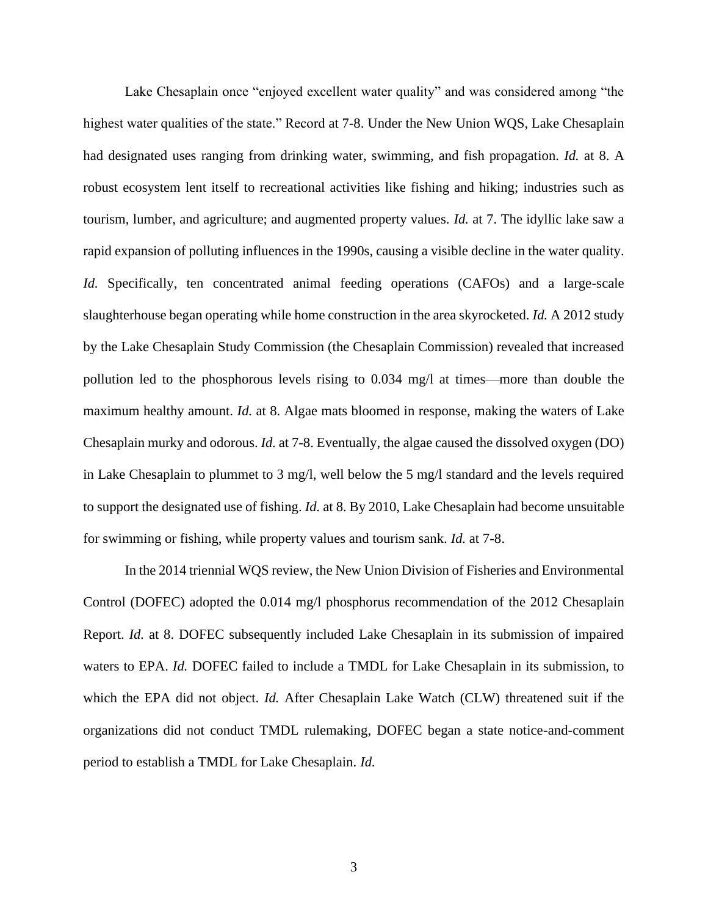Lake Chesaplain once "enjoyed excellent water quality" and was considered among "the highest water qualities of the state." Record at 7-8. Under the New Union WQS, Lake Chesaplain had designated uses ranging from drinking water, swimming, and fish propagation. *Id.* at 8. A robust ecosystem lent itself to recreational activities like fishing and hiking; industries such as tourism, lumber, and agriculture; and augmented property values. *Id.* at 7. The idyllic lake saw a rapid expansion of polluting influences in the 1990s, causing a visible decline in the water quality. *Id.* Specifically, ten concentrated animal feeding operations (CAFOs) and a large-scale slaughterhouse began operating while home construction in the area skyrocketed. *Id.* A 2012 study by the Lake Chesaplain Study Commission (the Chesaplain Commission) revealed that increased pollution led to the phosphorous levels rising to 0.034 mg/l at times—more than double the maximum healthy amount. *Id.* at 8. Algae mats bloomed in response, making the waters of Lake Chesaplain murky and odorous. *Id.* at 7-8. Eventually, the algae caused the dissolved oxygen (DO) in Lake Chesaplain to plummet to 3 mg/l, well below the 5 mg/l standard and the levels required to support the designated use of fishing. *Id.* at 8. By 2010, Lake Chesaplain had become unsuitable for swimming or fishing, while property values and tourism sank. *Id.* at 7-8.

In the 2014 triennial WQS review, the New Union Division of Fisheries and Environmental Control (DOFEC) adopted the 0.014 mg/l phosphorus recommendation of the 2012 Chesaplain Report. *Id.* at 8. DOFEC subsequently included Lake Chesaplain in its submission of impaired waters to EPA. *Id.* DOFEC failed to include a TMDL for Lake Chesaplain in its submission, to which the EPA did not object. *Id.* After Chesaplain Lake Watch (CLW) threatened suit if the organizations did not conduct TMDL rulemaking, DOFEC began a state notice-and-comment period to establish a TMDL for Lake Chesaplain. *Id.*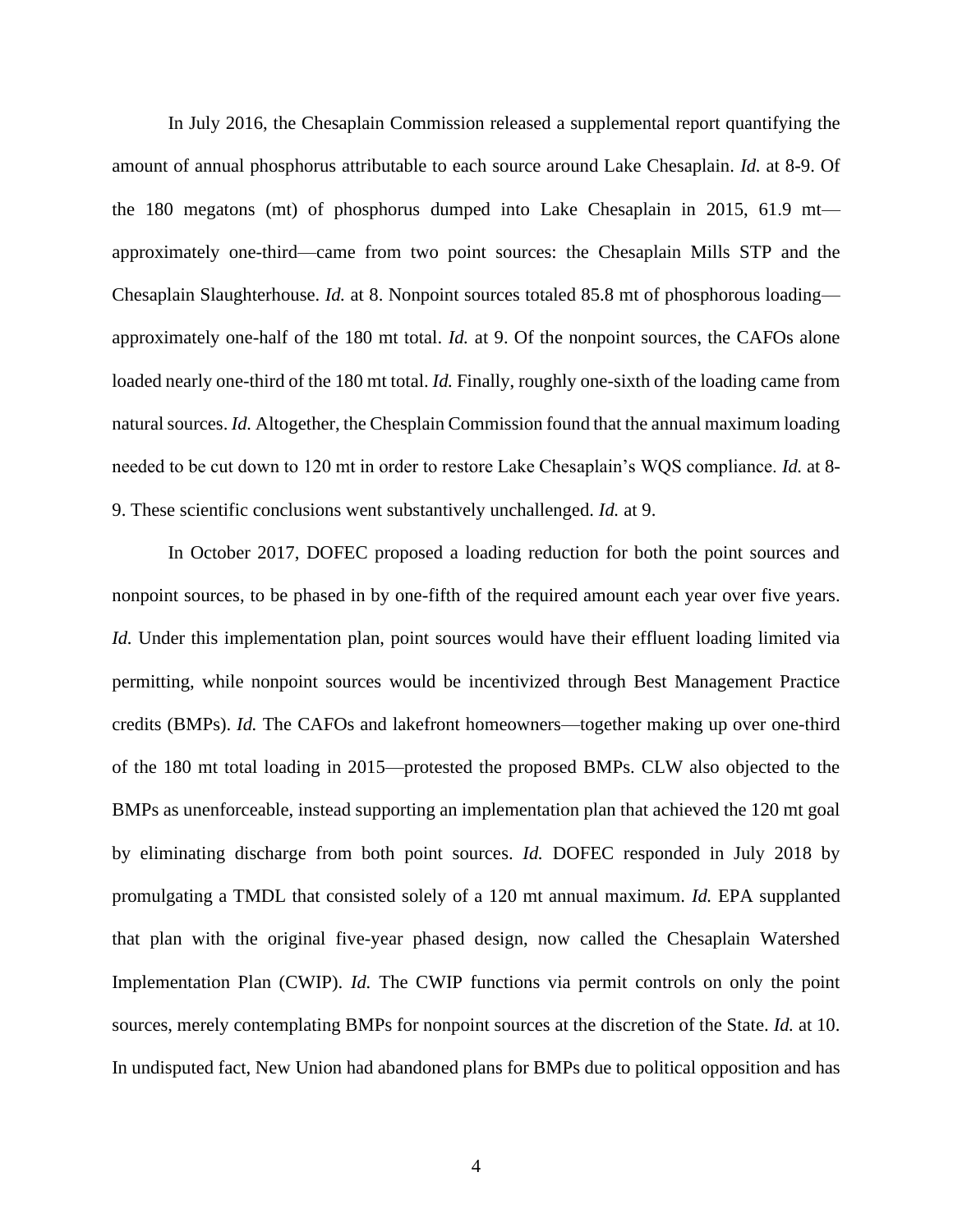In July 2016, the Chesaplain Commission released a supplemental report quantifying the amount of annual phosphorus attributable to each source around Lake Chesaplain. *Id.* at 8-9. Of the 180 megatons (mt) of phosphorus dumped into Lake Chesaplain in 2015, 61.9 mt—approximately one-third—came from two point sources: the Chesaplain Mills STP and the Chesaplain Slaughterhouse. *Id.* at 8. Nonpoint sources totaled 85.8 mt of phosphorous loading—approximately one-half of the 180 mt total. *Id.* at 9. Of the nonpoint sources, the CAFOs alone loaded nearly one-third of the 180 mt total. *Id.* Finally, roughly one-sixth of the loading came from natural sources. *Id.* Altogether, the Chesplain Commission found that the annual maximum loading needed to be cut down to 120 mt in order to restore Lake Chesaplain's WQS compliance. *Id.* at 8-9. These scientific conclusions went substantively unchallenged. *Id.* at 9.

In October 2017, DOFEC proposed a loading reduction for both the point sources and nonpoint sources, to be phased in by one-fifth of the required amount each year over five years. *Id.* Under this implementation plan, point sources would have their effluent loading limited via permitting, while nonpoint sources would be incentivized through Best Management Practice credits (BMPs). *Id.* The CAFOs and lakefront homeowners—together making up over one-third of the 180 mt total loading in 2015—protested the proposed BMPs. CLW also objected to the BMPs as unenforceable, instead supporting an implementation plan that achieved the 120 mt goal by eliminating discharge from both point sources. *Id.* DOFEC responded in July 2018 by promulgating a TMDL that consisted solely of a 120 mt annual maximum. *Id.* EPA supplanted that plan with the original five-year phased design, now called the Chesaplain Watershed Implementation Plan (CWIP). *Id.* The CWIP functions via permit controls on only the point sources, merely contemplating BMPs for nonpoint sources at the discretion of the State. *Id.* at 10. In undisputed fact, New Union had abandoned plans for BMPs due to political opposition and has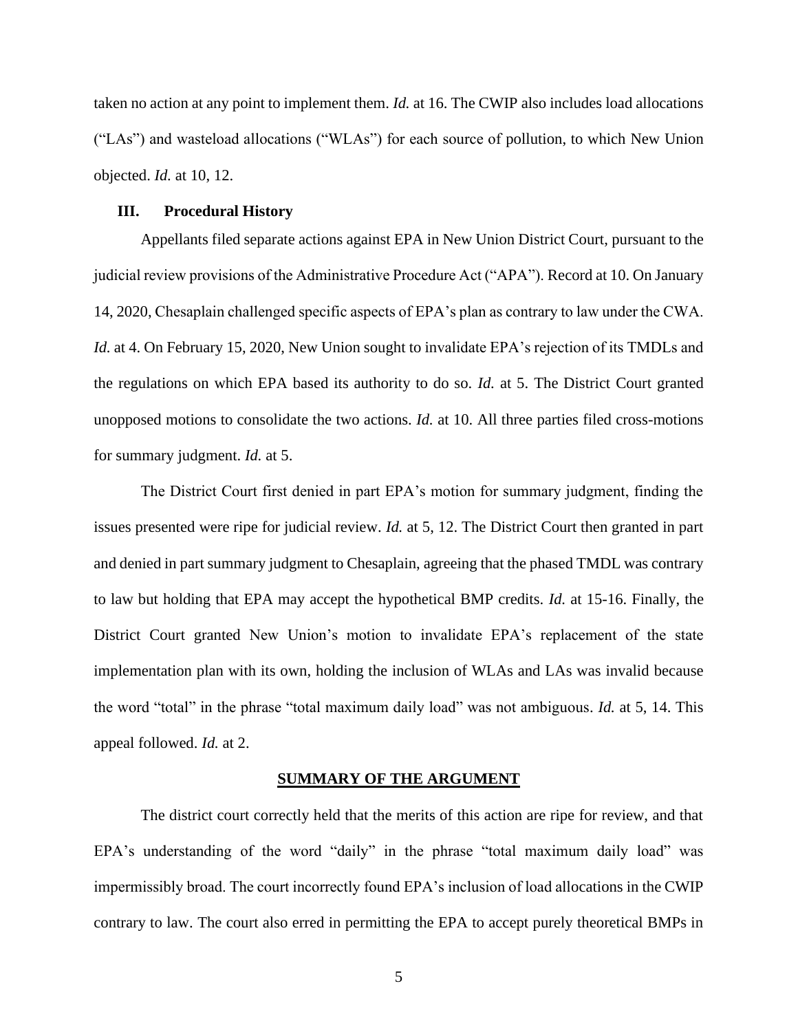taken no action at any point to implement them. *Id.* at 16. The CWIP also includes load allocations ("LAs") and wasteload allocations ("WLAs") for each source of pollution, to which New Union objected. *Id.* at 10, 12.

### III. Procedural History

Appellants filed separate actions against EPA in New Union District Court, pursuant to the judicial review provisions of the Administrative Procedure Act ("APA"). Record at 10. On January 14, 2020, Chesaplain challenged specific aspects of EPA's plan as contrary to law under the CWA. *Id.* at 4. On February 15, 2020, New Union sought to invalidate EPA's rejection of its TMDLs and the regulations on which EPA based its authority to do so. *Id.* at 5. The District Court granted unopposed motions to consolidate the two actions. *Id.* at 10. All three parties filed cross-motions for summary judgment. *Id.* at 5.

The District Court first denied in part EPA's motion for summary judgment, finding the issues presented were ripe for judicial review. *Id.* at 5, 12. The District Court then granted in part and denied in part summary judgment to Chesaplain, agreeing that the phased TMDL was contrary to law but holding that EPA may accept the hypothetical BMP credits. *Id.* at 15-16. Finally, the District Court granted New Union's motion to invalidate EPA's replacement of the state implementation plan with its own, holding the inclusion of WLAs and LAs was invalid because the word "total" in the phrase "total maximum daily load" was not ambiguous. *Id.* at 5, 14. This appeal followed. *Id.* at 2.

## SUMMARY OF THE ARGUMENT

The district court correctly held that the merits of this action are ripe for review, and that EPA's understanding of the word "daily" in the phrase "total maximum daily load" was impermissibly broad. The court incorrectly found EPA's inclusion of load allocations in the CWIP contrary to law. The court also erred in permitting the EPA to accept purely theoretical BMPs in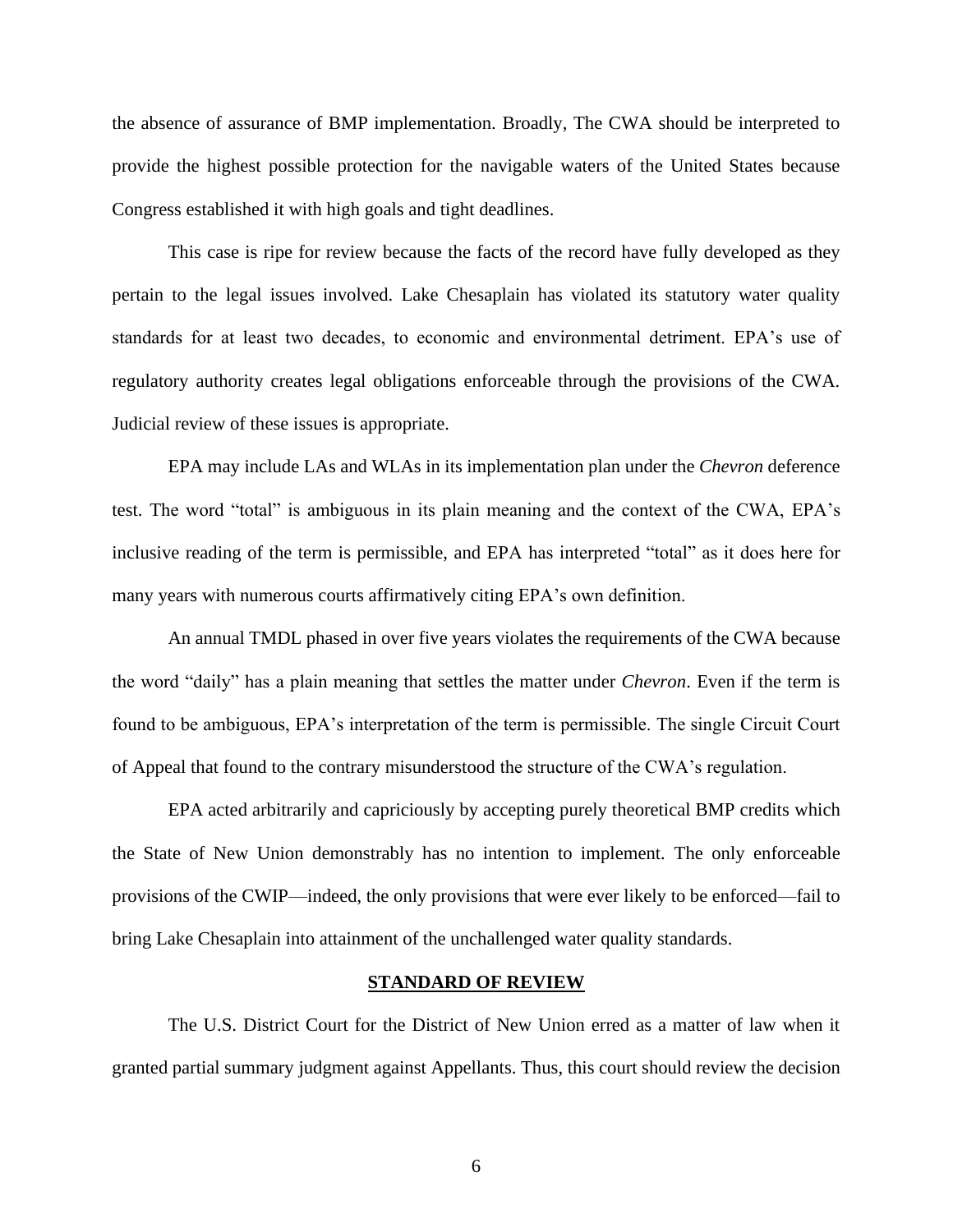the absence of assurance of BMP implementation. Broadly, The CWA should be interpreted to provide the highest possible protection for the navigable waters of the United States because Congress established it with high goals and tight deadlines.

This case is ripe for review because the facts of the record have fully developed as they pertain to the legal issues involved. Lake Chesaplain has violated its statutory water quality standards for at least two decades, to economic and environmental detriment. EPA's use of regulatory authority creates legal obligations enforceable through the provisions of the CWA. Judicial review of these issues is appropriate.

EPA may include LAs and WLAs in its implementation plan under the *Chevron* deference test. The word "total" is ambiguous in its plain meaning and the context of the CWA, EPA's inclusive reading of the term is permissible, and EPA has interpreted "total" as it does here for many years with numerous courts affirmatively citing EPA's own definition.

An annual TMDL phased in over five years violates the requirements of the CWA because the word "daily" has a plain meaning that settles the matter under *Chevron*. Even if the term is found to be ambiguous, EPA's interpretation of the term is permissible. The single Circuit Court of Appeal that found to the contrary misunderstood the structure of the CWA's regulation.

EPA acted arbitrarily and capriciously by accepting purely theoretical BMP credits which the State of New Union demonstrably has no intention to implement. The only enforceable provisions of the CWIP—indeed, the only provisions that were ever likely to be enforced—fail to bring Lake Chesaplain into attainment of the unchallenged water quality standards.

## STANDARD OF REVIEW

The U.S. District Court for the District of New Union erred as a matter of law when it granted partial summary judgment against Appellants. Thus, this court should review the decision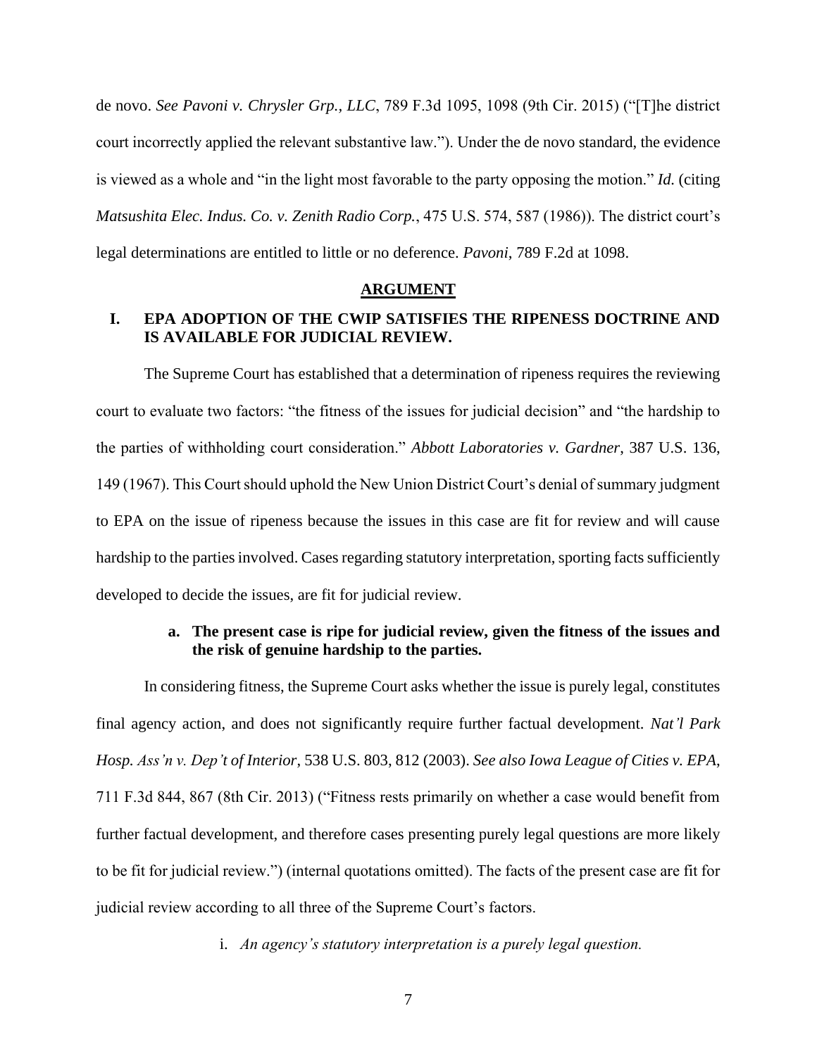de novo. *See Pavoni v. Chrysler Grp., LLC*, 789 F.3d 1095, 1098 (9th Cir. 2015) ("[T]he district court incorrectly applied the relevant substantive law."). Under the de novo standard, the evidence is viewed as a whole and "in the light most favorable to the party opposing the motion." *Id.* (citing *Matsushita Elec. Indus. Co. v. Zenith Radio Corp.*, 475 U.S. 574, 587 (1986)). The district court's legal determinations are entitled to little or no deference. *Pavoni*, 789 F.2d at 1098.

## ARGUMENT

### I. EPA ADOPTION OF THE CWIP SATISFIES THE RIPENESS DOCTRINE AND IS AVAILABLE FOR JUDICIAL REVIEW.

The Supreme Court has established that a determination of ripeness requires the reviewing court to evaluate two factors: "the fitness of the issues for judicial decision" and "the hardship to the parties of withholding court consideration." *Abbott Laboratories v. Gardner*, 387 U.S. 136, 149 (1967). This Court should uphold the New Union District Court's denial of summary judgment to EPA on the issue of ripeness because the issues in this case are fit for review and will cause hardship to the parties involved. Cases regarding statutory interpretation, sporting facts sufficiently developed to decide the issues, are fit for judicial review.

#### a. The present case is ripe for judicial review, given the fitness of the issues and the risk of genuine hardship to the parties.

In considering fitness, the Supreme Court asks whether the issue is purely legal, constitutes final agency action, and does not significantly require further factual development. *Nat'l Park Hosp. Ass'n v. Dep't of Interior*, 538 U.S. 803, 812 (2003). *See also Iowa League of Cities v. EPA*, 711 F.3d 844, 867 (8th Cir. 2013) ("Fitness rests primarily on whether a case would benefit from further factual development, and therefore cases presenting purely legal questions are more likely to be fit for judicial review.") (internal quotations omitted). The facts of the present case are fit for judicial review according to all three of the Supreme Court's factors.

i. *An agency's statutory interpretation is a purely legal question.*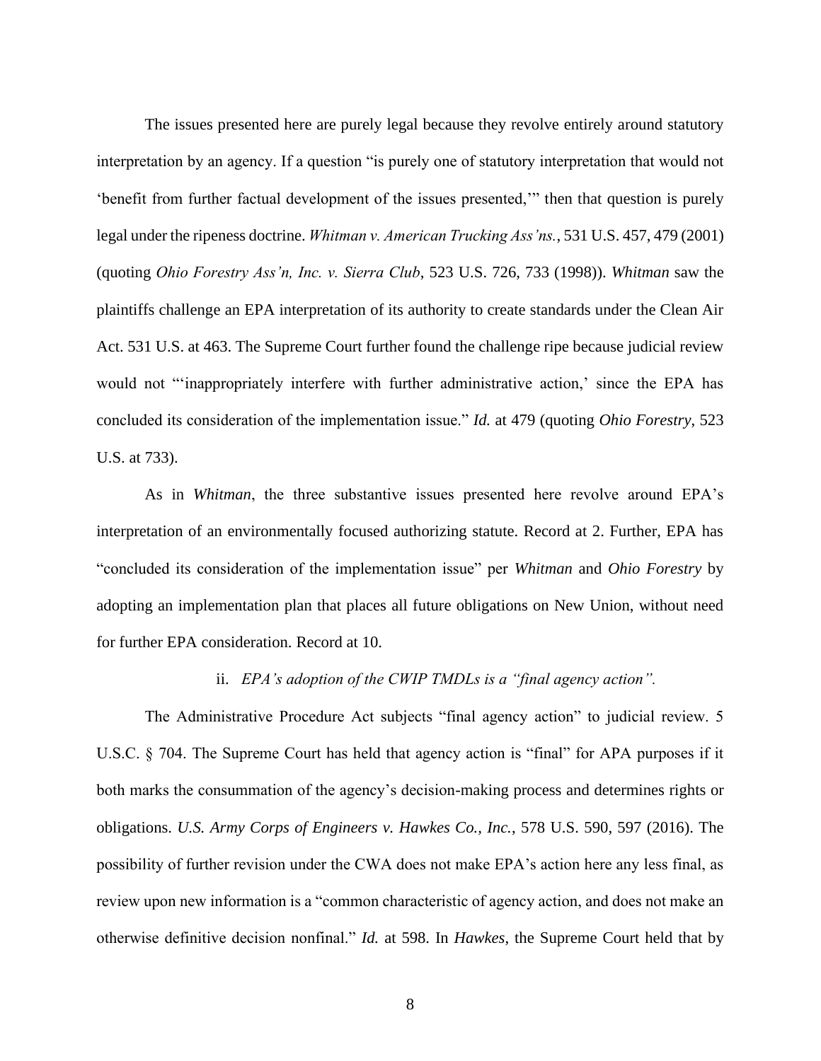The issues presented here are purely legal because they revolve entirely around statutory interpretation by an agency. If a question "is purely one of statutory interpretation that would not 'benefit from further factual development of the issues presented,'" then that question is purely legal under the ripeness doctrine. *Whitman v. American Trucking Ass'ns.*, 531 U.S. 457, 479 (2001) (quoting *Ohio Forestry Ass'n, Inc. v. Sierra Club*, 523 U.S. 726, 733 (1998)). *Whitman* saw the plaintiffs challenge an EPA interpretation of its authority to create standards under the Clean Air Act. 531 U.S. at 463. The Supreme Court further found the challenge ripe because judicial review would not "'inappropriately interfere with further administrative action,' since the EPA has concluded its consideration of the implementation issue." *Id.* at 479 (quoting *Ohio Forestry*, 523 U.S. at 733).

As in *Whitman*, the three substantive issues presented here revolve around EPA's interpretation of an environmentally focused authorizing statute. Record at 2. Further, EPA has "concluded its consideration of the implementation issue" per *Whitman* and *Ohio Forestry* by adopting an implementation plan that places all future obligations on New Union, without need for further EPA consideration. Record at 10.

ii. *EPA's adoption of the CWIP TMDLs is a "final agency action".*

The Administrative Procedure Act subjects "final agency action" to judicial review. 5 U.S.C. § 704. The Supreme Court has held that agency action is "final" for APA purposes if it both marks the consummation of the agency's decision-making process and determines rights or obligations. *U.S. Army Corps of Engineers v. Hawkes Co., Inc.*, 578 U.S. 590, 597 (2016). The possibility of further revision under the CWA does not make EPA's action here any less final, as review upon new information is a "common characteristic of agency action, and does not make an otherwise definitive decision nonfinal." *Id.* at 598. In *Hawkes*, the Supreme Court held that by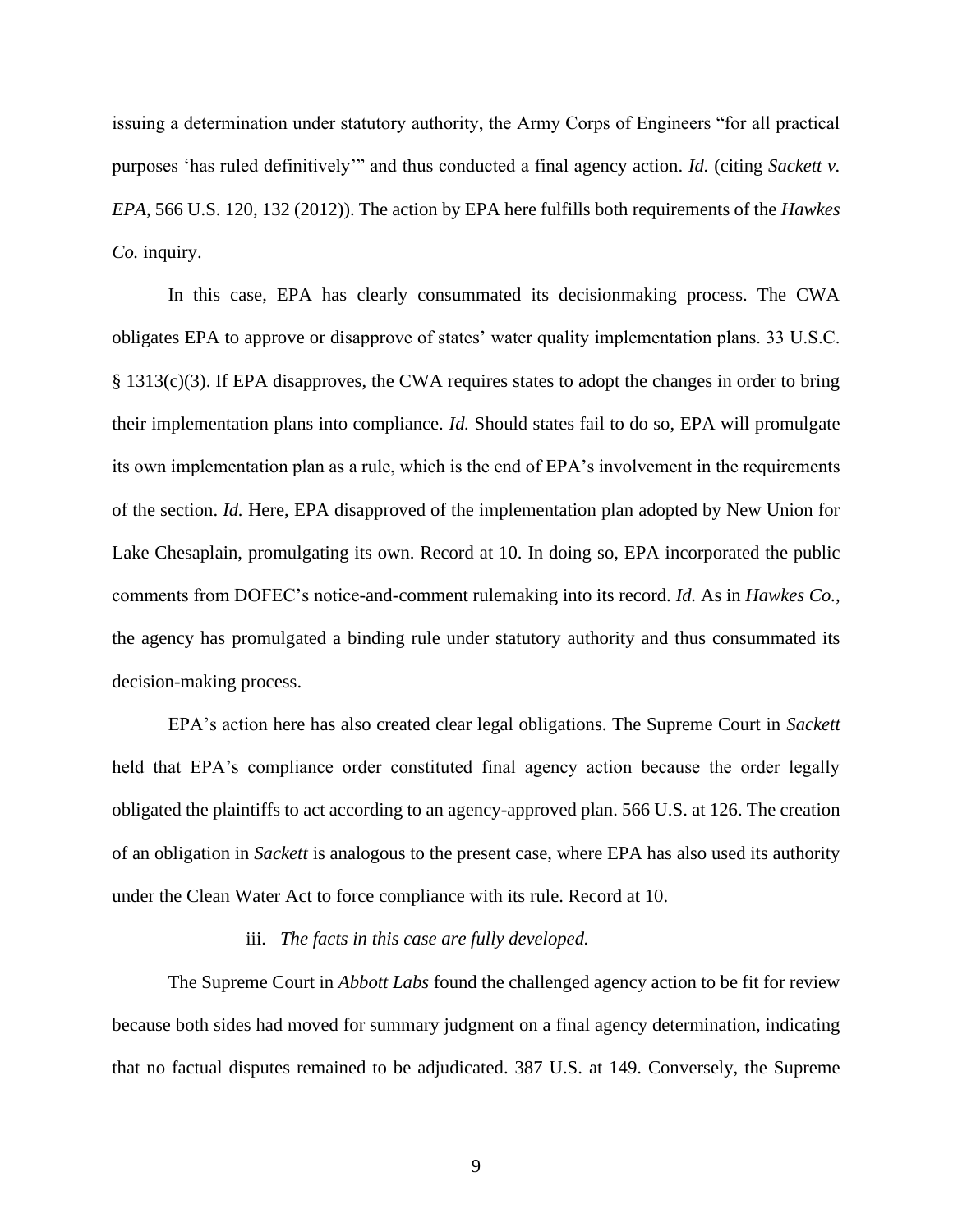issuing a determination under statutory authority, the Army Corps of Engineers "for all practical purposes 'has ruled definitively'" and thus conducted a final agency action. *Id.* (citing *Sackett v. EPA*, 566 U.S. 120, 132 (2012)). The action by EPA here fulfills both requirements of the *Hawkes Co.* inquiry.

In this case, EPA has clearly consummated its decisionmaking process. The CWA obligates EPA to approve or disapprove of states' water quality implementation plans. 33 U.S.C. § 1313(c)(3). If EPA disapproves, the CWA requires states to adopt the changes in order to bring their implementation plans into compliance. *Id.* Should states fail to do so, EPA will promulgate its own implementation plan as a rule, which is the end of EPA's involvement in the requirements of the section. *Id.* Here, EPA disapproved of the implementation plan adopted by New Union for Lake Chesaplain, promulgating its own. Record at 10. In doing so, EPA incorporated the public comments from DOFEC's notice-and-comment rulemaking into its record. *Id.* As in *Hawkes Co.*, the agency has promulgated a binding rule under statutory authority and thus consummated its decision-making process.

EPA's action here has also created clear legal obligations. The Supreme Court in *Sackett* held that EPA's compliance order constituted final agency action because the order legally obligated the plaintiffs to act according to an agency-approved plan. 566 U.S. at 126. The creation of an obligation in *Sackett* is analogous to the present case, where EPA has also used its authority under the Clean Water Act to force compliance with its rule. Record at 10.

iii. *The facts in this case are fully developed.*

The Supreme Court in *Abbott Labs* found the challenged agency action to be fit for review because both sides had moved for summary judgment on a final agency determination, indicating that no factual disputes remained to be adjudicated. 387 U.S. at 149. Conversely, the Supreme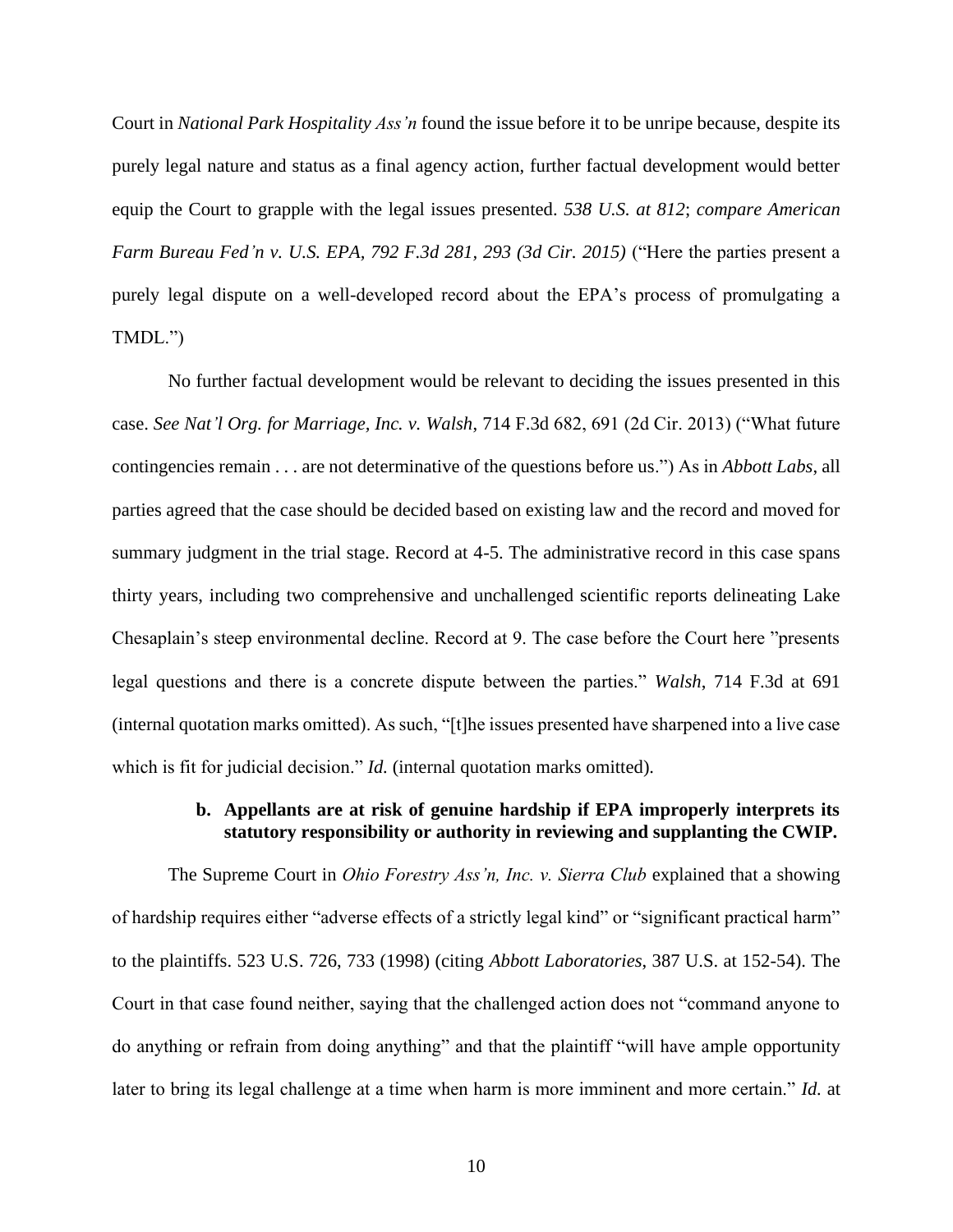Court in *National Park Hospitality Ass'n* found the issue before it to be unripe because, despite its purely legal nature and status as a final agency action, further factual development would better equip the Court to grapple with the legal issues presented. *538 U.S. at 812*; *compare American Farm Bureau Fed'n v. U.S. EPA, 792 F.3d 281, 293 (3d Cir. 2015)* ("Here the parties present a purely legal dispute on a well-developed record about the EPA's process of promulgating a TMDL.")

No further factual development would be relevant to deciding the issues presented in this case. *See Nat'l Org. for Marriage, Inc. v. Walsh*, 714 F.3d 682, 691 (2d Cir. 2013) ("What future contingencies remain . . . are not determinative of the questions before us.") As in *Abbott Labs*, all parties agreed that the case should be decided based on existing law and the record and moved for summary judgment in the trial stage. Record at 4-5. The administrative record in this case spans thirty years, including two comprehensive and unchallenged scientific reports delineating Lake Chesaplain's steep environmental decline. Record at 9. The case before the Court here "presents legal questions and there is a concrete dispute between the parties." *Walsh*, 714 F.3d at 691 (internal quotation marks omitted). As such, "[t]he issues presented have sharpened into a live case which is fit for judicial decision." *Id.* (internal quotation marks omitted).

#### b. Appellants are at risk of genuine hardship if EPA improperly interprets its statutory responsibility or authority in reviewing and supplanting the CWIP.

The Supreme Court in *Ohio Forestry Ass'n, Inc. v. Sierra Club* explained that a showing of hardship requires either "adverse effects of a strictly legal kind" or "significant practical harm" to the plaintiffs. 523 U.S. 726, 733 (1998) (citing *Abbott Laboratories*, 387 U.S. at 152-54). The Court in that case found neither, saying that the challenged action does not "command anyone to do anything or refrain from doing anything" and that the plaintiff "will have ample opportunity later to bring its legal challenge at a time when harm is more imminent and more certain." *Id.* at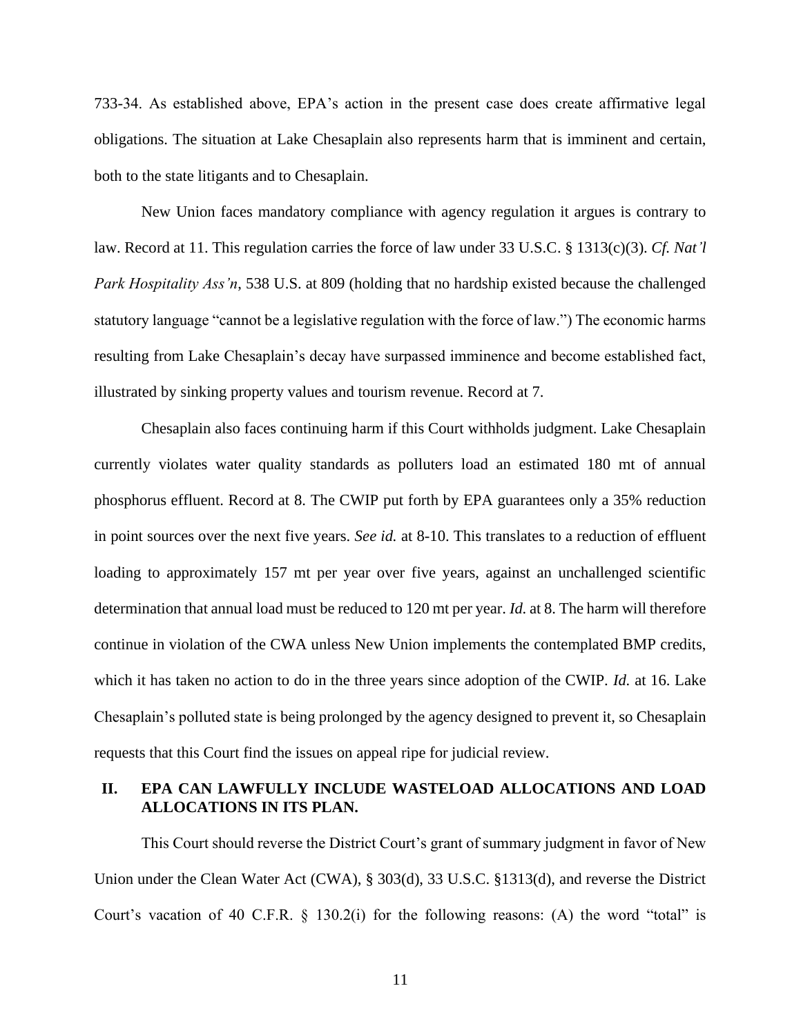733-34. As established above, EPA's action in the present case does create affirmative legal obligations. The situation at Lake Chesaplain also represents harm that is imminent and certain, both to the state litigants and to Chesaplain.

New Union faces mandatory compliance with agency regulation it argues is contrary to law. Record at 11. This regulation carries the force of law under 33 U.S.C. § 1313(c)(3). *Cf. Nat'l Park Hospitality Ass'n*, 538 U.S. at 809 (holding that no hardship existed because the challenged statutory language "cannot be a legislative regulation with the force of law.") The economic harms resulting from Lake Chesaplain's decay have surpassed imminence and become established fact, illustrated by sinking property values and tourism revenue. Record at 7.

Chesaplain also faces continuing harm if this Court withholds judgment. Lake Chesaplain currently violates water quality standards as polluters load an estimated 180 mt of annual phosphorus effluent. Record at 8. The CWIP put forth by EPA guarantees only a 35% reduction in point sources over the next five years. *See id.* at 8-10. This translates to a reduction of effluent loading to approximately 157 mt per year over five years, against an unchallenged scientific determination that annual load must be reduced to 120 mt per year. *Id.* at 8. The harm will therefore continue in violation of the CWA unless New Union implements the contemplated BMP credits, which it has taken no action to do in the three years since adoption of the CWIP. *Id.* at 16. Lake Chesaplain's polluted state is being prolonged by the agency designed to prevent it, so Chesaplain requests that this Court find the issues on appeal ripe for judicial review.

## II. EPA CAN LAWFULLY INCLUDE WASTELOAD ALLOCATIONS AND LOAD ALLOCATIONS IN ITS PLAN.

This Court should reverse the District Court's grant of summary judgment in favor of New Union under the Clean Water Act (CWA), § 303(d), 33 U.S.C. §1313(d), and reverse the District Court's vacation of 40 C.F.R. § 130.2(i) for the following reasons: (A) the word "total" is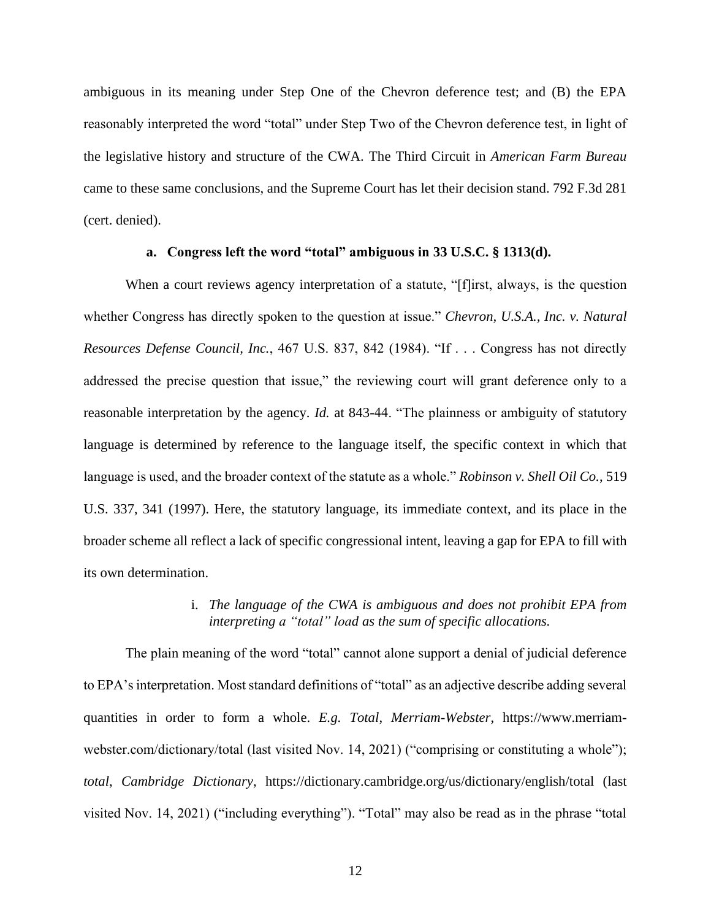ambiguous in its meaning under Step One of the Chevron deference test; and (B) the EPA reasonably interpreted the word "total" under Step Two of the Chevron deference test, in light of the legislative history and structure of the CWA. The Third Circuit in *American Farm Bureau* came to these same conclusions, and the Supreme Court has let their decision stand. 792 F.3d 281 (cert. denied).

### a. Congress left the word "total" ambiguous in 33 U.S.C. § 1313(d).

When a court reviews agency interpretation of a statute, "[f]irst, always, is the question whether Congress has directly spoken to the question at issue." *Chevron, U.S.A., Inc. v. Natural Resources Defense Council, Inc.*, 467 U.S. 837, 842 (1984). "If . . . Congress has not directly addressed the precise question that issue," the reviewing court will grant deference only to a reasonable interpretation by the agency. *Id.* at 843-44. "The plainness or ambiguity of statutory language is determined by reference to the language itself, the specific context in which that language is used, and the broader context of the statute as a whole." *Robinson v. Shell Oil Co.*, 519 U.S. 337, 341 (1997). Here, the statutory language, its immediate context, and its place in the broader scheme all reflect a lack of specific congressional intent, leaving a gap for EPA to fill with its own determination.

#### i. *The language of the CWA is ambiguous and does not prohibit EPA from interpreting a "total" load as the sum of specific allocations.*

The plain meaning of the word "total" cannot alone support a denial of judicial deference to EPA's interpretation. Most standard definitions of "total" as an adjective describe adding several quantities in order to form a whole. *E.g. Total*, *Merriam-Webster*, https://www.merriam-webster.com/dictionary/total (last visited Nov. 14, 2021) ("comprising or constituting a whole"); *total*, *Cambridge Dictionary*, https://dictionary.cambridge.org/us/dictionary/english/total (last visited Nov. 14, 2021) ("including everything"). "Total" may also be read as in the phrase "total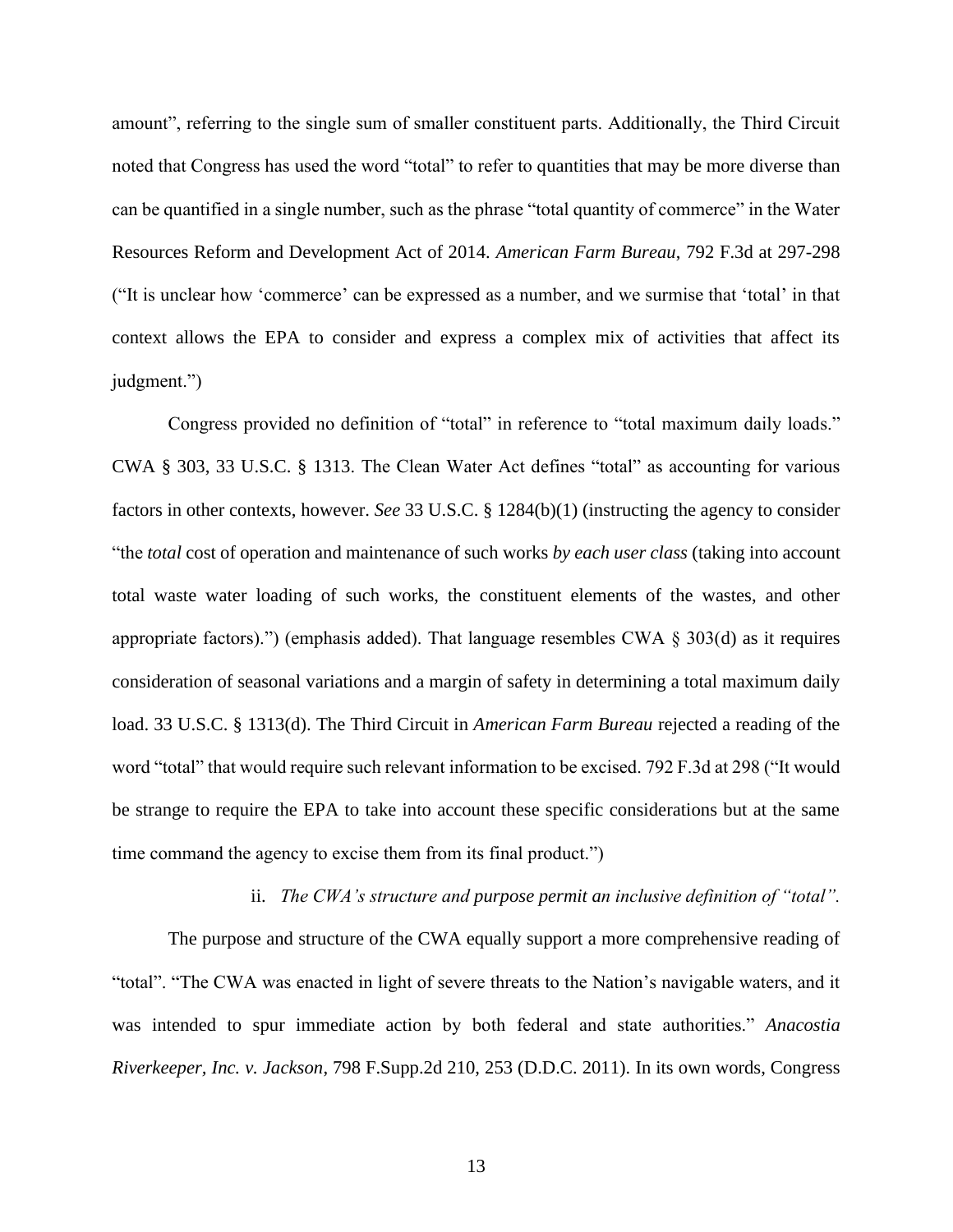amount", referring to the single sum of smaller constituent parts. Additionally, the Third Circuit noted that Congress has used the word "total" to refer to quantities that may be more diverse than can be quantified in a single number, such as the phrase "total quantity of commerce" in the Water Resources Reform and Development Act of 2014. *American Farm Bureau*, 792 F.3d at 297-298 ("It is unclear how 'commerce' can be expressed as a number, and we surmise that 'total' in that context allows the EPA to consider and express a complex mix of activities that affect its judgment.")

Congress provided no definition of "total" in reference to "total maximum daily loads." CWA § 303, 33 U.S.C. § 1313. The Clean Water Act defines "total" as accounting for various factors in other contexts, however. *See* 33 U.S.C. § 1284(b)(1) (instructing the agency to consider "the *total* cost of operation and maintenance of such works *by each user class* (taking into account total waste water loading of such works, the constituent elements of the wastes, and other appropriate factors).") (emphasis added). That language resembles CWA § 303(d) as it requires consideration of seasonal variations and a margin of safety in determining a total maximum daily load. 33 U.S.C. § 1313(d). The Third Circuit in *American Farm Bureau* rejected a reading of the word "total" that would require such relevant information to be excised. 792 F.3d at 298 ("It would be strange to require the EPA to take into account these specific considerations but at the same time command the agency to excise them from its final product.")

ii. *The CWA's structure and purpose permit an inclusive definition of "total".*

The purpose and structure of the CWA equally support a more comprehensive reading of "total". "The CWA was enacted in light of severe threats to the Nation's navigable waters, and it was intended to spur immediate action by both federal and state authorities." *Anacostia Riverkeeper, Inc. v. Jackson*, 798 F.Supp.2d 210, 253 (D.D.C. 2011). In its own words, Congress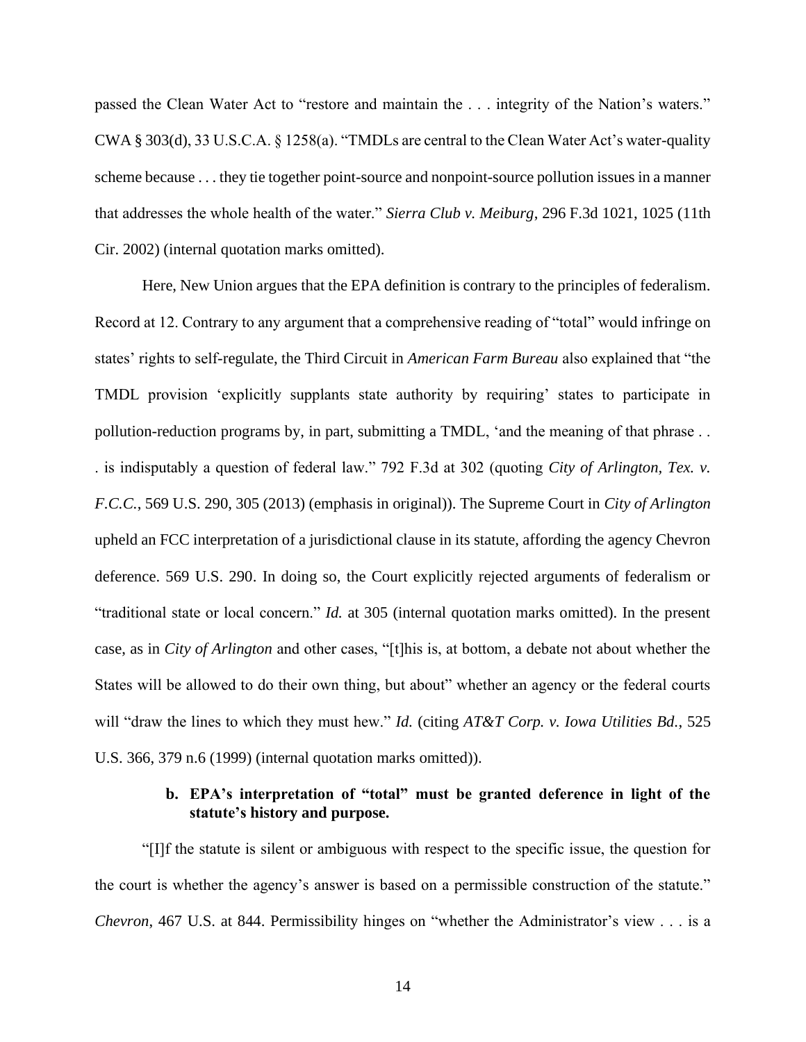passed the Clean Water Act to "restore and maintain the . . . integrity of the Nation's waters." CWA § 303(d), 33 U.S.C.A. § 1258(a). "TMDLs are central to the Clean Water Act's water-quality scheme because . . . they tie together point-source and nonpoint-source pollution issues in a manner that addresses the whole health of the water." *Sierra Club v. Meiburg*, 296 F.3d 1021, 1025 (11th Cir. 2002) (internal quotation marks omitted).

Here, New Union argues that the EPA definition is contrary to the principles of federalism. Record at 12. Contrary to any argument that a comprehensive reading of "total" would infringe on states' rights to self-regulate, the Third Circuit in *American Farm Bureau* also explained that "the TMDL provision 'explicitly supplants state authority by requiring' states to participate in pollution-reduction programs by, in part, submitting a TMDL, 'and the meaning of that phrase . . . is indisputably a question of federal law." 792 F.3d at 302 (quoting *City of Arlington, Tex. v. F.C.C.*, 569 U.S. 290, 305 (2013) (emphasis in original)). The Supreme Court in *City of Arlington* upheld an FCC interpretation of a jurisdictional clause in its statute, affording the agency Chevron deference. 569 U.S. 290. In doing so, the Court explicitly rejected arguments of federalism or "traditional state or local concern." *Id.* at 305 (internal quotation marks omitted). In the present case, as in *City of Arlington* and other cases, "[t]his is, at bottom, a debate not about whether the States will be allowed to do their own thing, but about" whether an agency or the federal courts will "draw the lines to which they must hew." *Id.* (citing *AT&T Corp. v. Iowa Utilities Bd.*, 525 U.S. 366, 379 n.6 (1999) (internal quotation marks omitted)).

**b. EPA's interpretation of "total" must be granted deference in light of the statute's history and purpose.**

"[I]f the statute is silent or ambiguous with respect to the specific issue, the question for the court is whether the agency's answer is based on a permissible construction of the statute." *Chevron*, 467 U.S. at 844. Permissibility hinges on "whether the Administrator's view . . . is a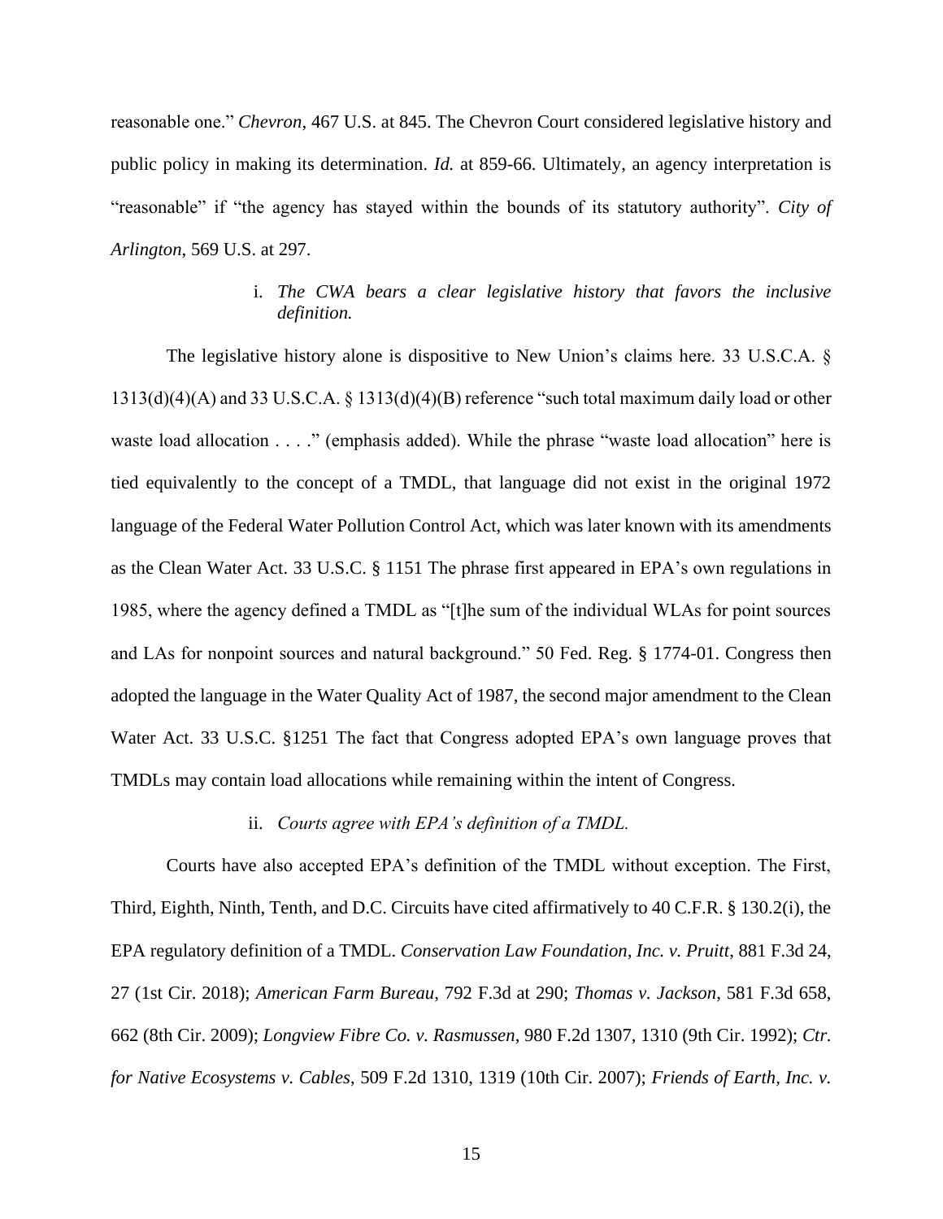reasonable one." *Chevron*, 467 U.S. at 845. The Chevron Court considered legislative history and public policy in making its determination. *Id.* at 859-66. Ultimately, an agency interpretation is "reasonable" if "the agency has stayed within the bounds of its statutory authority". *City of Arlington*, 569 U.S. at 297.

i. *The CWA bears a clear legislative history that favors the inclusive definition.*

The legislative history alone is dispositive to New Union's claims here. 33 U.S.C.A. § 1313(d)(4)(A) and 33 U.S.C.A. § 1313(d)(4)(B) reference "such total maximum daily load or other waste load allocation . . . ." (emphasis added). While the phrase "waste load allocation" here is tied equivalently to the concept of a TMDL, that language did not exist in the original 1972 language of the Federal Water Pollution Control Act, which was later known with its amendments as the Clean Water Act. 33 U.S.C. § 1151 The phrase first appeared in EPA's own regulations in 1985, where the agency defined a TMDL as "[t]he sum of the individual WLAs for point sources and LAs for nonpoint sources and natural background." 50 Fed. Reg. § 1774-01. Congress then adopted the language in the Water Quality Act of 1987, the second major amendment to the Clean Water Act. 33 U.S.C. §1251 The fact that Congress adopted EPA's own language proves that TMDLs may contain load allocations while remaining within the intent of Congress.

ii. *Courts agree with EPA's definition of a TMDL.*

Courts have also accepted EPA's definition of the TMDL without exception. The First, Third, Eighth, Ninth, Tenth, and D.C. Circuits have cited affirmatively to 40 C.F.R. § 130.2(i), the EPA regulatory definition of a TMDL. *Conservation Law Foundation, Inc. v. Pruitt*, 881 F.3d 24, 27 (1st Cir. 2018); *American Farm Bureau*, 792 F.3d at 290; *Thomas v. Jackson*, 581 F.3d 658, 662 (8th Cir. 2009); *Longview Fibre Co. v. Rasmussen*, 980 F.2d 1307, 1310 (9th Cir. 1992); *Ctr. for Native Ecosystems v. Cables*, 509 F.2d 1310, 1319 (10th Cir. 2007); *Friends of Earth, Inc. v.*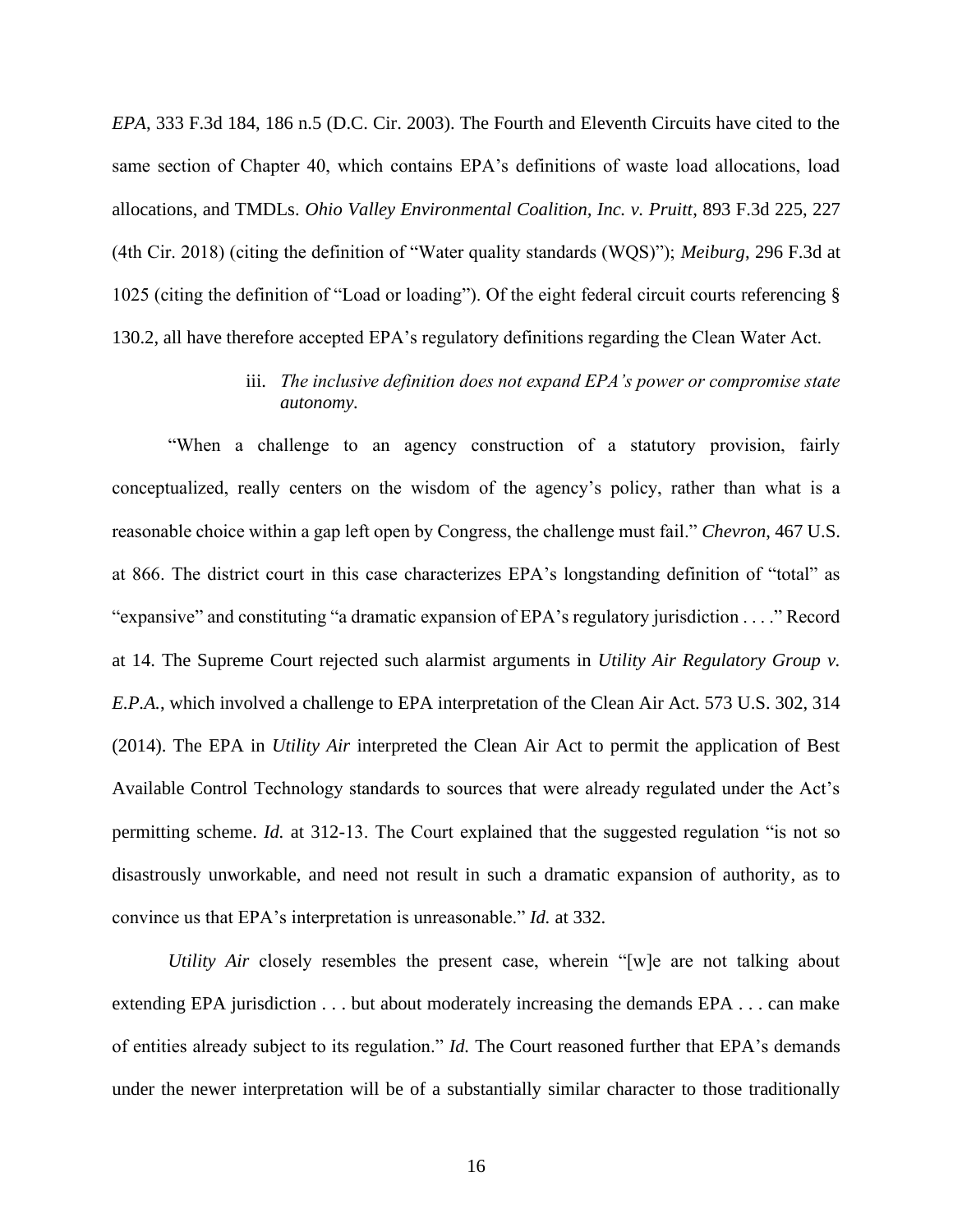*EPA*, 333 F.3d 184, 186 n.5 (D.C. Cir. 2003). The Fourth and Eleventh Circuits have cited to the same section of Chapter 40, which contains EPA's definitions of waste load allocations, load allocations, and TMDLs. *Ohio Valley Environmental Coalition, Inc. v. Pruitt*, 893 F.3d 225, 227 (4th Cir. 2018) (citing the definition of "Water quality standards (WQS)"); *Meiburg*, 296 F.3d at 1025 (citing the definition of "Load or loading"). Of the eight federal circuit courts referencing § 130.2, all have therefore accepted EPA's regulatory definitions regarding the Clean Water Act.

iii. *The inclusive definition does not expand EPA's power or compromise state autonomy.*

"When a challenge to an agency construction of a statutory provision, fairly conceptualized, really centers on the wisdom of the agency's policy, rather than what is a reasonable choice within a gap left open by Congress, the challenge must fail." *Chevron*, 467 U.S. at 866. The district court in this case characterizes EPA's longstanding definition of "total" as "expansive" and constituting "a dramatic expansion of EPA's regulatory jurisdiction . . . ." Record at 14. The Supreme Court rejected such alarmist arguments in *Utility Air Regulatory Group v. E.P.A.*, which involved a challenge to EPA interpretation of the Clean Air Act. 573 U.S. 302, 314 (2014). The EPA in *Utility Air* interpreted the Clean Air Act to permit the application of Best Available Control Technology standards to sources that were already regulated under the Act's permitting scheme. *Id.* at 312-13. The Court explained that the suggested regulation "is not so disastrously unworkable, and need not result in such a dramatic expansion of authority, as to convince us that EPA's interpretation is unreasonable." *Id.* at 332.

*Utility Air* closely resembles the present case, wherein "[w]e are not talking about extending EPA jurisdiction . . . but about moderately increasing the demands EPA . . . can make of entities already subject to its regulation." *Id.* The Court reasoned further that EPA's demands under the newer interpretation will be of a substantially similar character to those traditionally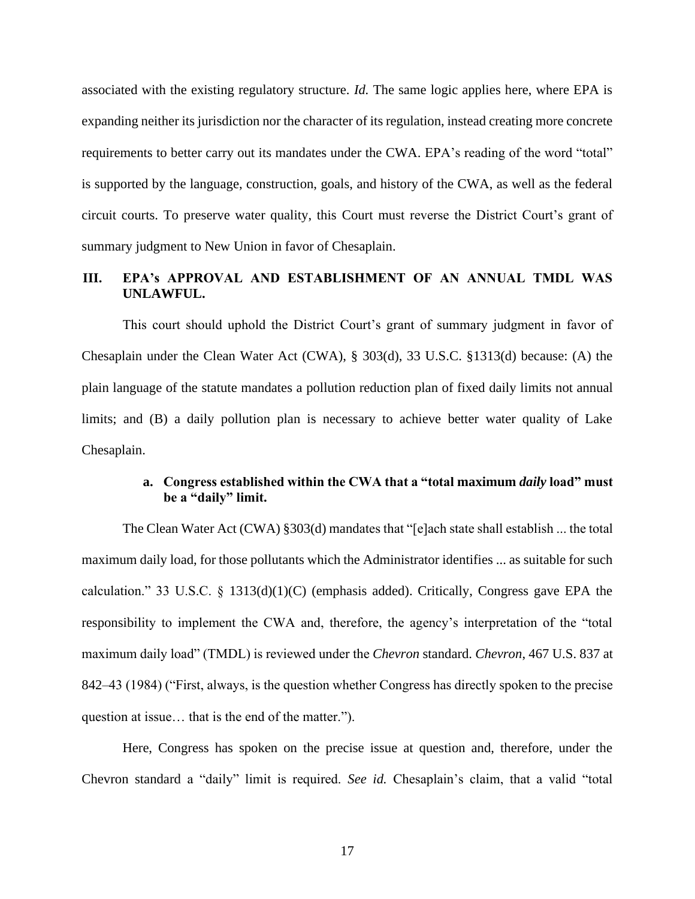associated with the existing regulatory structure. *Id.* The same logic applies here, where EPA is expanding neither its jurisdiction nor the character of its regulation, instead creating more concrete requirements to better carry out its mandates under the CWA. EPA's reading of the word "total" is supported by the language, construction, goals, and history of the CWA, as well as the federal circuit courts. To preserve water quality, this Court must reverse the District Court's grant of summary judgment to New Union in favor of Chesaplain.

## III. EPA's APPROVAL AND ESTABLISHMENT OF AN ANNUAL TMDL WAS UNLAWFUL.

This court should uphold the District Court's grant of summary judgment in favor of Chesaplain under the Clean Water Act (CWA), § 303(d), 33 U.S.C. §1313(d) because: (A) the plain language of the statute mandates a pollution reduction plan of fixed daily limits not annual limits; and (B) a daily pollution plan is necessary to achieve better water quality of Lake Chesaplain.

### a. Congress established within the CWA that a "total maximum *daily* load" must be a "daily" limit.

The Clean Water Act (CWA) §303(d) mandates that "[e]ach state shall establish ... the total maximum daily load, for those pollutants which the Administrator identifies ... as suitable for such calculation." 33 U.S.C. § 1313(d)(1)(C) (emphasis added). Critically, Congress gave EPA the responsibility to implement the CWA and, therefore, the agency's interpretation of the "total maximum daily load" (TMDL) is reviewed under the *Chevron* standard. *Chevron*, 467 U.S. 837 at 842–43 (1984) ("First, always, is the question whether Congress has directly spoken to the precise question at issue… that is the end of the matter.").

Here, Congress has spoken on the precise issue at question and, therefore, under the Chevron standard a "daily" limit is required. *See id.* Chesaplain's claim, that a valid "total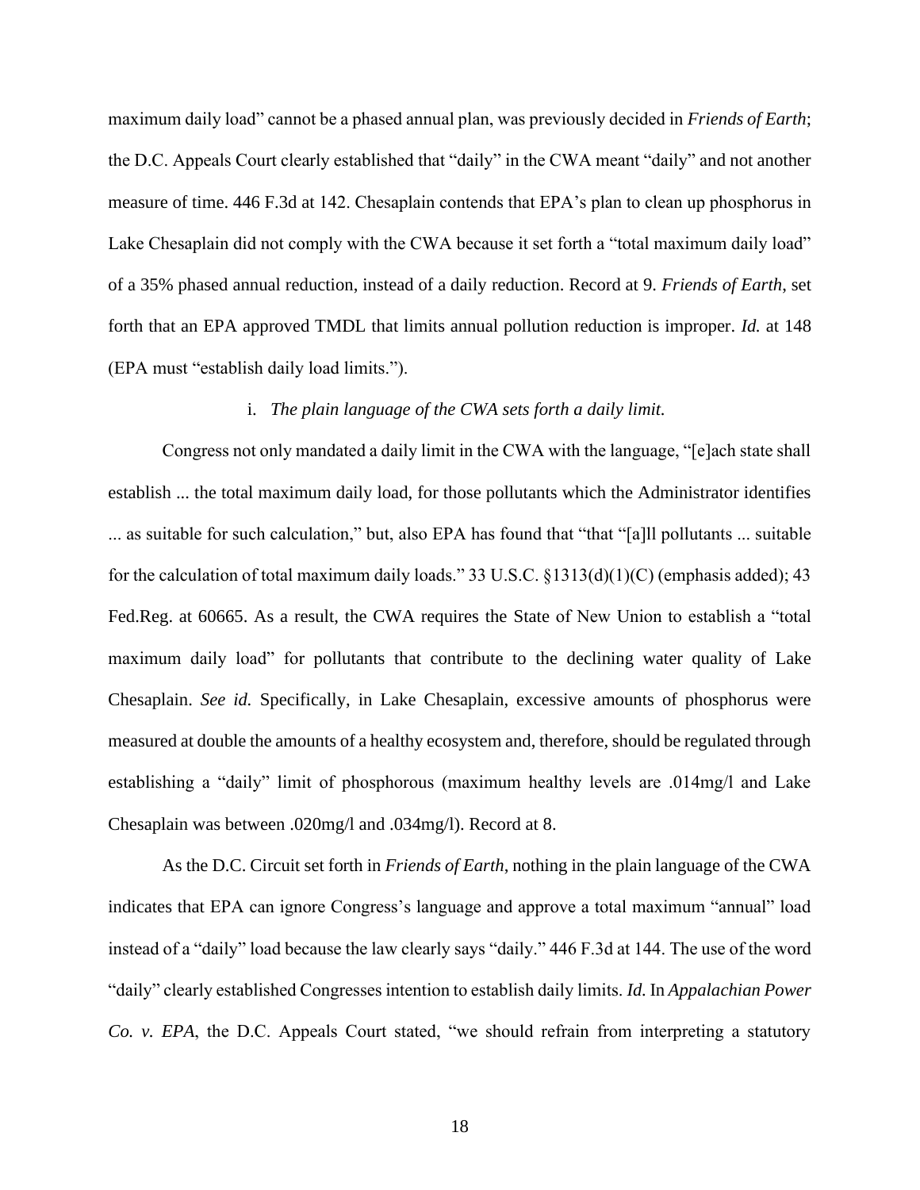maximum daily load" cannot be a phased annual plan, was previously decided in *Friends of Earth*; the D.C. Appeals Court clearly established that "daily" in the CWA meant "daily" and not another measure of time. 446 F.3d at 142. Chesaplain contends that EPA's plan to clean up phosphorus in Lake Chesaplain did not comply with the CWA because it set forth a "total maximum daily load" of a 35% phased annual reduction, instead of a daily reduction. Record at 9. *Friends of Earth*, set forth that an EPA approved TMDL that limits annual pollution reduction is improper. *Id.* at 148 (EPA must "establish daily load limits.").

i. *The plain language of the CWA sets forth a daily limit.*

Congress not only mandated a daily limit in the CWA with the language, "[e]ach state shall establish ... the total maximum daily load, for those pollutants which the Administrator identifies ... as suitable for such calculation," but, also EPA has found that "that "[a]ll pollutants ... suitable for the calculation of total maximum daily loads." 33 U.S.C. §1313(d)(1)(C) (emphasis added); 43 Fed.Reg. at 60665. As a result, the CWA requires the State of New Union to establish a "total maximum daily load" for pollutants that contribute to the declining water quality of Lake Chesaplain. *See id.* Specifically, in Lake Chesaplain, excessive amounts of phosphorus were measured at double the amounts of a healthy ecosystem and, therefore, should be regulated through establishing a "daily" limit of phosphorous (maximum healthy levels are .014mg/l and Lake Chesaplain was between .020mg/l and .034mg/l). Record at 8.

As the D.C. Circuit set forth in *Friends of Earth*, nothing in the plain language of the CWA indicates that EPA can ignore Congress's language and approve a total maximum "annual" load instead of a "daily" load because the law clearly says "daily." 446 F.3d at 144. The use of the word "daily" clearly established Congresses intention to establish daily limits. *Id.* In *Appalachian Power Co. v. EPA*, the D.C. Appeals Court stated, "we should refrain from interpreting a statutory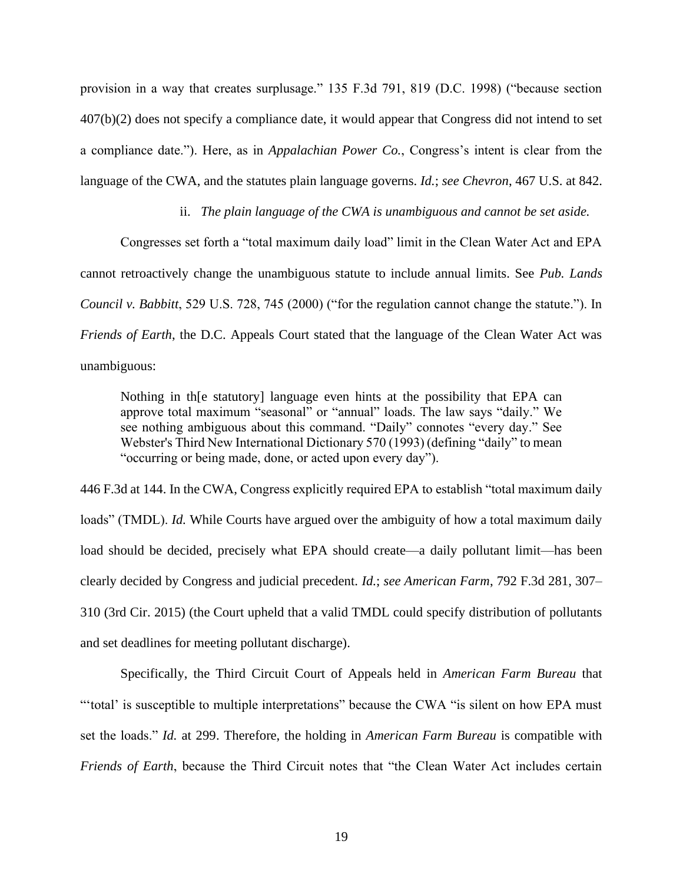provision in a way that creates surplusage." 135 F.3d 791, 819 (D.C. 1998) ("because section 407(b)(2) does not specify a compliance date, it would appear that Congress did not intend to set a compliance date."). Here, as in *Appalachian Power Co.*, Congress's intent is clear from the language of the CWA, and the statutes plain language governs. *Id.*; *see Chevron*, 467 U.S. at 842.

ii. *The plain language of the CWA is unambiguous and cannot be set aside.*

Congresses set forth a "total maximum daily load" limit in the Clean Water Act and EPA cannot retroactively change the unambiguous statute to include annual limits. See *Pub. Lands Council v. Babbitt*, 529 U.S. 728, 745 (2000) ("for the regulation cannot change the statute."). In *Friends of Earth*, the D.C. Appeals Court stated that the language of the Clean Water Act was unambiguous:

> Nothing in th[e statutory] language even hints at the possibility that EPA can approve total maximum "seasonal" or "annual" loads. The law says "daily." We see nothing ambiguous about this command. "Daily" connotes "every day." See Webster's Third New International Dictionary 570 (1993) (defining "daily" to mean "occurring or being made, done, or acted upon every day").

446 F.3d at 144. In the CWA, Congress explicitly required EPA to establish "total maximum daily loads" (TMDL). *Id.* While Courts have argued over the ambiguity of how a total maximum daily load should be decided, precisely what EPA should create—a daily pollutant limit—has been clearly decided by Congress and judicial precedent. *Id.*; *see American Farm*, 792 F.3d 281, 307–310 (3rd Cir. 2015) (the Court upheld that a valid TMDL could specify distribution of pollutants and set deadlines for meeting pollutant discharge).

Specifically, the Third Circuit Court of Appeals held in *American Farm Bureau* that "'total' is susceptible to multiple interpretations" because the CWA "is silent on how EPA must set the loads." *Id.* at 299. Therefore, the holding in *American Farm Bureau* is compatible with *Friends of Earth*, because the Third Circuit notes that "the Clean Water Act includes certain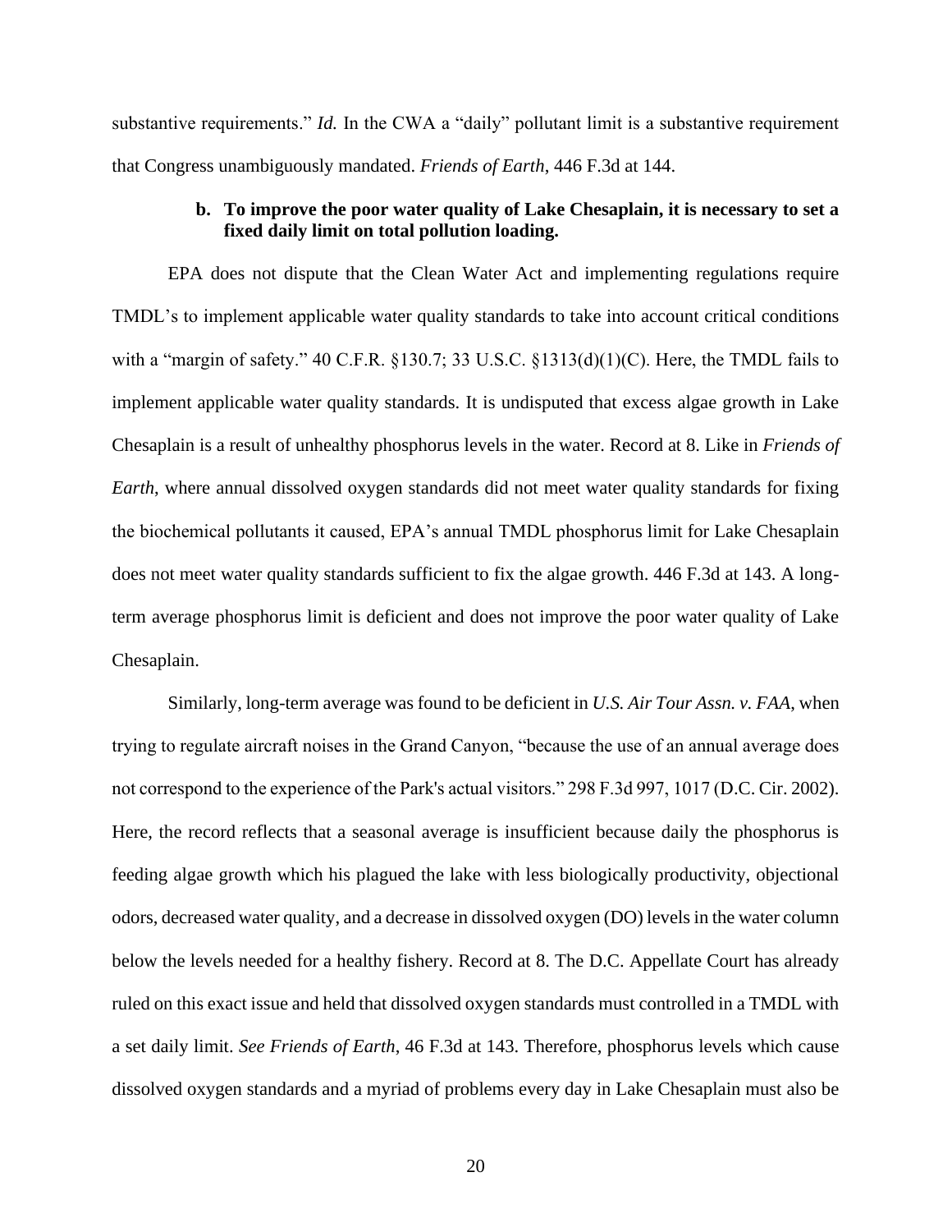substantive requirements." *Id.* In the CWA a "daily" pollutant limit is a substantive requirement that Congress unambiguously mandated. *Friends of Earth*, 446 F.3d at 144.

**b. To improve the poor water quality of Lake Chesaplain, it is necessary to set a fixed daily limit on total pollution loading.**

EPA does not dispute that the Clean Water Act and implementing regulations require TMDL's to implement applicable water quality standards to take into account critical conditions with a "margin of safety." 40 C.F.R. §130.7; 33 U.S.C. §1313(d)(1)(C). Here, the TMDL fails to implement applicable water quality standards. It is undisputed that excess algae growth in Lake Chesaplain is a result of unhealthy phosphorus levels in the water. Record at 8. Like in *Friends of Earth*, where annual dissolved oxygen standards did not meet water quality standards for fixing the biochemical pollutants it caused, EPA's annual TMDL phosphorus limit for Lake Chesaplain does not meet water quality standards sufficient to fix the algae growth. 446 F.3d at 143. A long-term average phosphorus limit is deficient and does not improve the poor water quality of Lake Chesaplain.

Similarly, long-term average was found to be deficient in *U.S. Air Tour Assn. v. FAA*, when trying to regulate aircraft noises in the Grand Canyon, "because the use of an annual average does not correspond to the experience of the Park's actual visitors." 298 F.3d 997, 1017 (D.C. Cir. 2002). Here, the record reflects that a seasonal average is insufficient because daily the phosphorus is feeding algae growth which his plagued the lake with less biologically productivity, objectional odors, decreased water quality, and a decrease in dissolved oxygen (DO) levels in the water column below the levels needed for a healthy fishery. Record at 8. The D.C. Appellate Court has already ruled on this exact issue and held that dissolved oxygen standards must controlled in a TMDL with a set daily limit. *See Friends of Earth*, 46 F.3d at 143. Therefore, phosphorus levels which cause dissolved oxygen standards and a myriad of problems every day in Lake Chesaplain must also be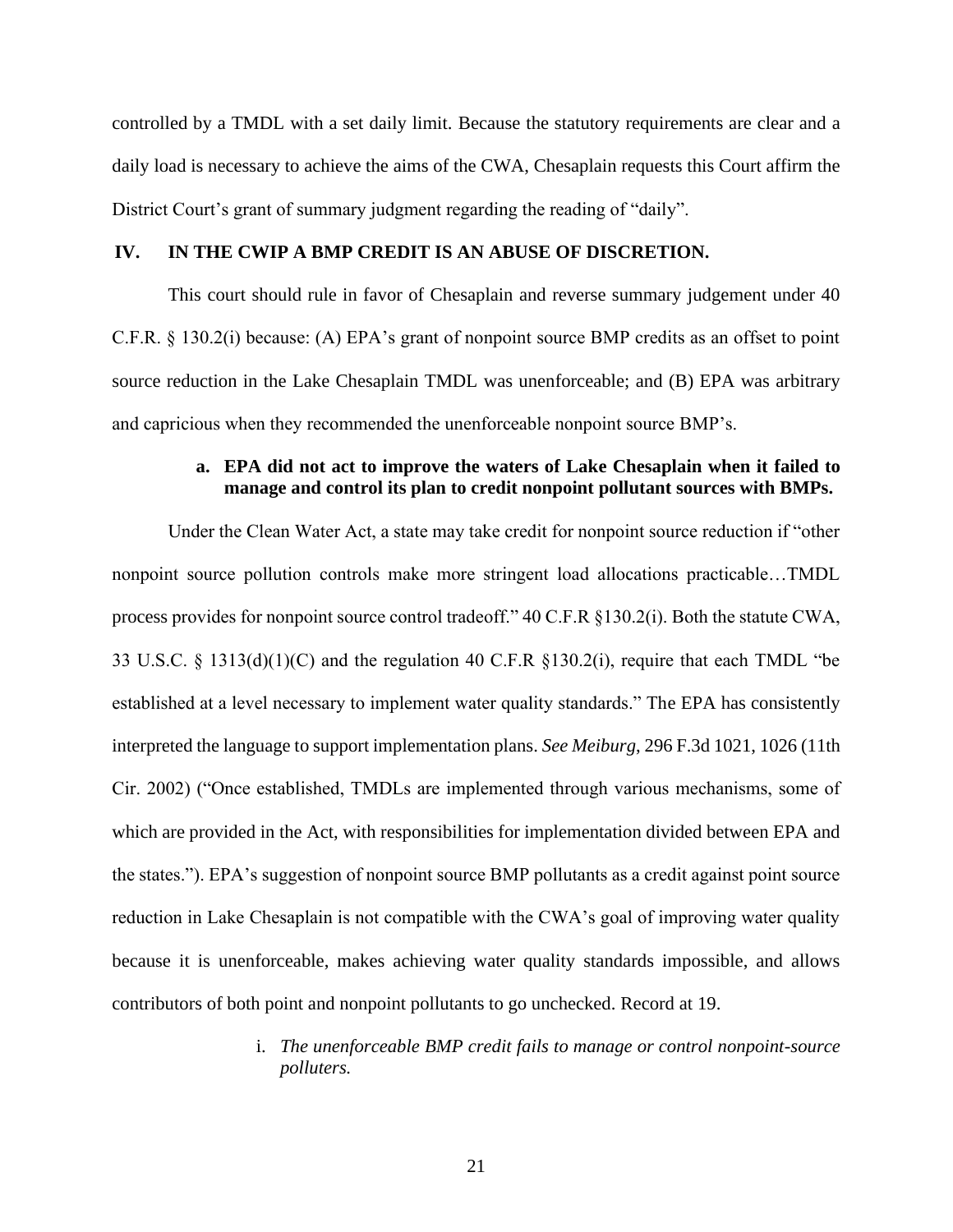controlled by a TMDL with a set daily limit. Because the statutory requirements are clear and a daily load is necessary to achieve the aims of the CWA, Chesaplain requests this Court affirm the District Court's grant of summary judgment regarding the reading of "daily".

## IV. IN THE CWIP A BMP CREDIT IS AN ABUSE OF DISCRETION.

This court should rule in favor of Chesaplain and reverse summary judgement under 40 C.F.R. § 130.2(i) because: (A) EPA's grant of nonpoint source BMP credits as an offset to point source reduction in the Lake Chesaplain TMDL was unenforceable; and (B) EPA was arbitrary and capricious when they recommended the unenforceable nonpoint source BMP's.

### a. EPA did not act to improve the waters of Lake Chesaplain when it failed to manage and control its plan to credit nonpoint pollutant sources with BMPs.

Under the Clean Water Act, a state may take credit for nonpoint source reduction if "other nonpoint source pollution controls make more stringent load allocations practicable…TMDL process provides for nonpoint source control tradeoff." 40 C.F.R §130.2(i). Both the statute CWA, 33 U.S.C. § 1313(d)(1)(C) and the regulation 40 C.F.R §130.2(i), require that each TMDL "be established at a level necessary to implement water quality standards." The EPA has consistently interpreted the language to support implementation plans. *See Meiburg*, 296 F.3d 1021, 1026 (11th Cir. 2002) ("Once established, TMDLs are implemented through various mechanisms, some of which are provided in the Act, with responsibilities for implementation divided between EPA and the states."). EPA's suggestion of nonpoint source BMP pollutants as a credit against point source reduction in Lake Chesaplain is not compatible with the CWA's goal of improving water quality because it is unenforceable, makes achieving water quality standards impossible, and allows contributors of both point and nonpoint pollutants to go unchecked. Record at 19.

#### i. *The unenforceable BMP credit fails to manage or control nonpoint-source polluters.*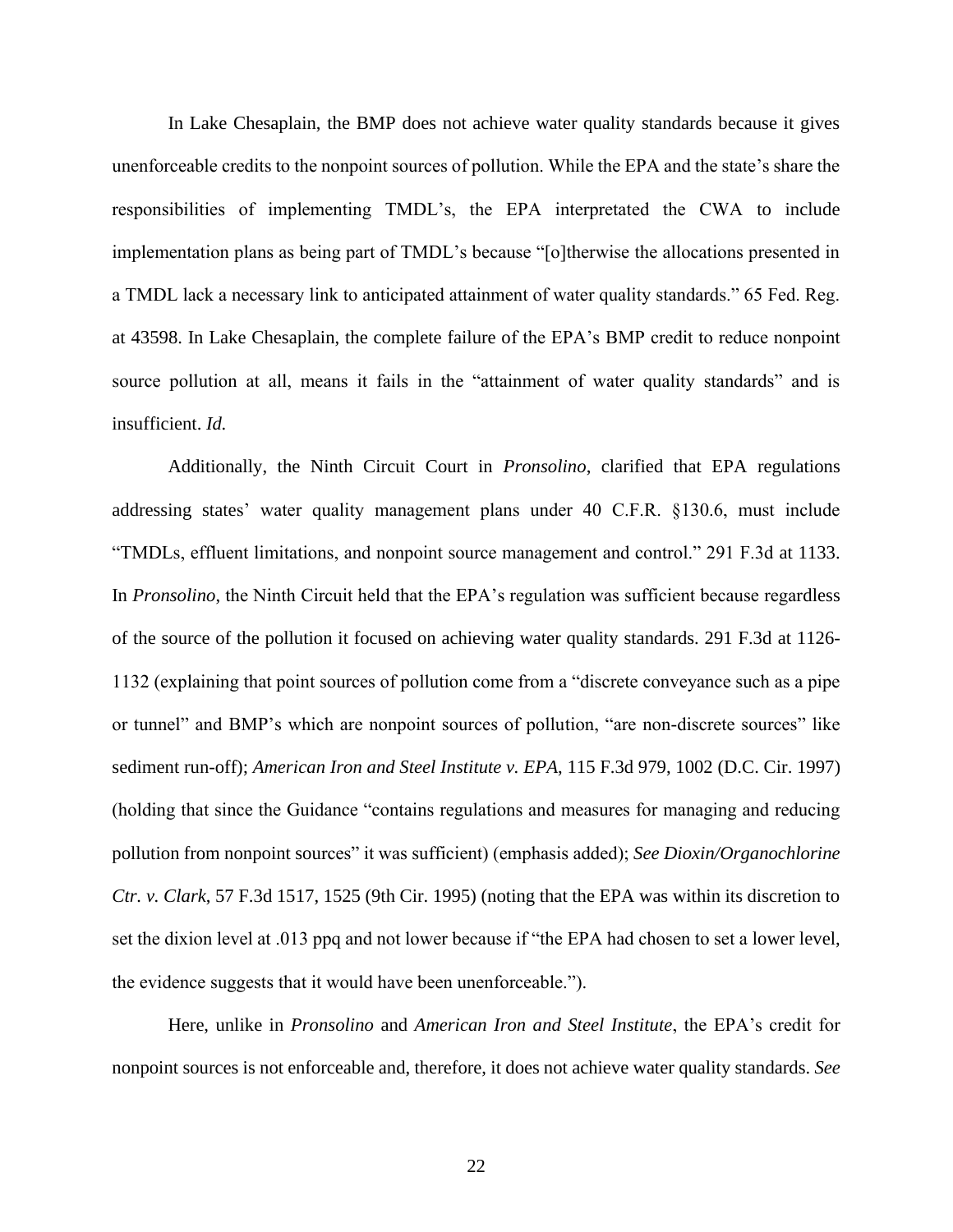In Lake Chesaplain, the BMP does not achieve water quality standards because it gives unenforceable credits to the nonpoint sources of pollution. While the EPA and the state's share the responsibilities of implementing TMDL's, the EPA interpretated the CWA to include implementation plans as being part of TMDL's because "[o]therwise the allocations presented in a TMDL lack a necessary link to anticipated attainment of water quality standards." 65 Fed. Reg. at 43598. In Lake Chesaplain, the complete failure of the EPA's BMP credit to reduce nonpoint source pollution at all, means it fails in the "attainment of water quality standards" and is insufficient. *Id.*

Additionally, the Ninth Circuit Court in *Pronsolino*, clarified that EPA regulations addressing states' water quality management plans under 40 C.F.R. §130.6, must include "TMDLs, effluent limitations, and nonpoint source management and control." 291 F.3d at 1133. In *Pronsolino*, the Ninth Circuit held that the EPA's regulation was sufficient because regardless of the source of the pollution it focused on achieving water quality standards. 291 F.3d at 1126-1132 (explaining that point sources of pollution come from a "discrete conveyance such as a pipe or tunnel" and BMP's which are nonpoint sources of pollution, "are non-discrete sources" like sediment run-off); *American Iron and Steel Institute v. EPA*, 115 F.3d 979, 1002 (D.C. Cir. 1997) (holding that since the Guidance "contains regulations and measures for managing and reducing pollution from nonpoint sources" it was sufficient) (emphasis added); *See Dioxin/Organochlorine Ctr. v. Clark*, 57 F.3d 1517, 1525 (9th Cir. 1995) (noting that the EPA was within its discretion to set the dixion level at .013 ppq and not lower because if "the EPA had chosen to set a lower level, the evidence suggests that it would have been unenforceable.").

Here, unlike in *Pronsolino* and *American Iron and Steel Institute*, the EPA's credit for nonpoint sources is not enforceable and, therefore, it does not achieve water quality standards. *See*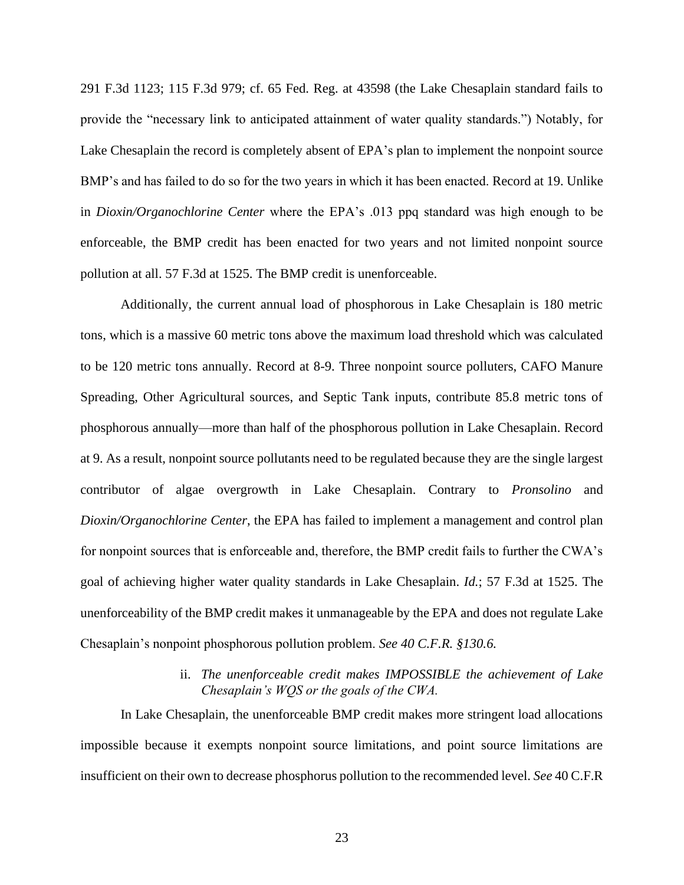291 F.3d 1123; 115 F.3d 979; cf. 65 Fed. Reg. at 43598 (the Lake Chesaplain standard fails to provide the "necessary link to anticipated attainment of water quality standards.") Notably, for Lake Chesaplain the record is completely absent of EPA's plan to implement the nonpoint source BMP's and has failed to do so for the two years in which it has been enacted. Record at 19. Unlike in *Dioxin/Organochlorine Center* where the EPA's .013 ppq standard was high enough to be enforceable, the BMP credit has been enacted for two years and not limited nonpoint source pollution at all. 57 F.3d at 1525. The BMP credit is unenforceable.

Additionally, the current annual load of phosphorous in Lake Chesaplain is 180 metric tons, which is a massive 60 metric tons above the maximum load threshold which was calculated to be 120 metric tons annually. Record at 8-9. Three nonpoint source polluters, CAFO Manure Spreading, Other Agricultural sources, and Septic Tank inputs, contribute 85.8 metric tons of phosphorous annually—more than half of the phosphorous pollution in Lake Chesaplain. Record at 9. As a result, nonpoint source pollutants need to be regulated because they are the single largest contributor of algae overgrowth in Lake Chesaplain. Contrary to *Pronsolino* and *Dioxin/Organochlorine Center*, the EPA has failed to implement a management and control plan for nonpoint sources that is enforceable and, therefore, the BMP credit fails to further the CWA's goal of achieving higher water quality standards in Lake Chesaplain. *Id.*; 57 F.3d at 1525. The unenforceability of the BMP credit makes it unmanageable by the EPA and does not regulate Lake Chesaplain's nonpoint phosphorous pollution problem. *See 40 C.F.R. §130.6.*

ii. *The unenforceable credit makes IMPOSSIBLE the achievement of Lake Chesaplain's WQS or the goals of the CWA.*

In Lake Chesaplain, the unenforceable BMP credit makes more stringent load allocations impossible because it exempts nonpoint source limitations, and point source limitations are insufficient on their own to decrease phosphorus pollution to the recommended level. *See* 40 C.F.R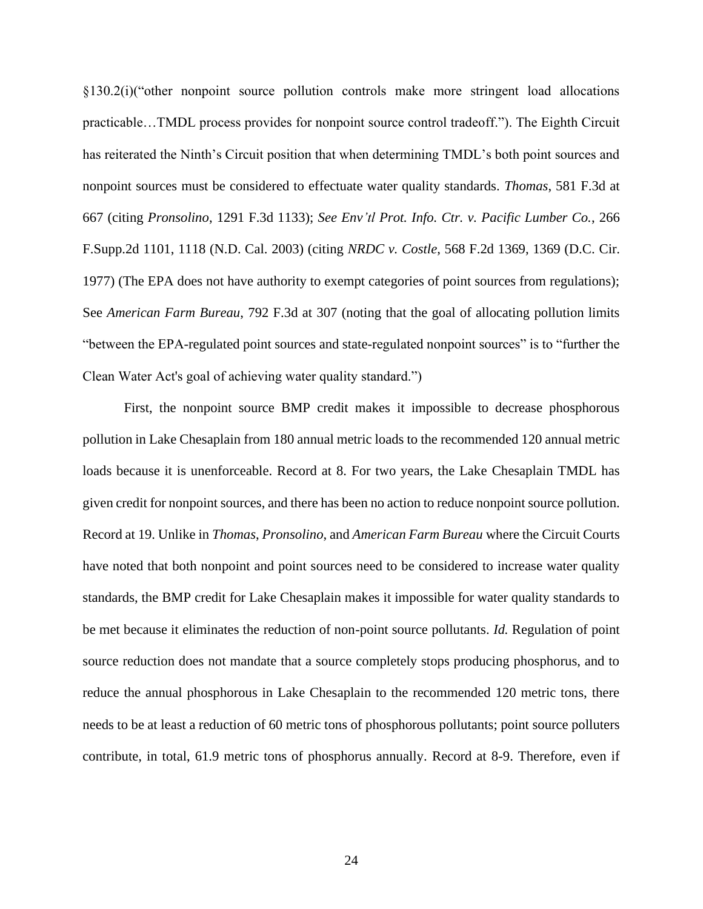§130.2(i)("other nonpoint source pollution controls make more stringent load allocations practicable…TMDL process provides for nonpoint source control tradeoff."). The Eighth Circuit has reiterated the Ninth's Circuit position that when determining TMDL's both point sources and nonpoint sources must be considered to effectuate water quality standards. *Thomas*, 581 F.3d at 667 (citing *Pronsolino*, 1291 F.3d 1133); *See Env'tl Prot. Info. Ctr. v. Pacific Lumber Co.*, 266 F.Supp.2d 1101, 1118 (N.D. Cal. 2003) (citing *NRDC v. Costle*, 568 F.2d 1369, 1369 (D.C. Cir. 1977) (The EPA does not have authority to exempt categories of point sources from regulations); See *American Farm Bureau*, 792 F.3d at 307 (noting that the goal of allocating pollution limits "between the EPA-regulated point sources and state-regulated nonpoint sources" is to "further the Clean Water Act's goal of achieving water quality standard.")

First, the nonpoint source BMP credit makes it impossible to decrease phosphorous pollution in Lake Chesaplain from 180 annual metric loads to the recommended 120 annual metric loads because it is unenforceable. Record at 8. For two years, the Lake Chesaplain TMDL has given credit for nonpoint sources, and there has been no action to reduce nonpoint source pollution. Record at 19. Unlike in *Thomas*, *Pronsolino*, and *American Farm Bureau* where the Circuit Courts have noted that both nonpoint and point sources need to be considered to increase water quality standards, the BMP credit for Lake Chesaplain makes it impossible for water quality standards to be met because it eliminates the reduction of non-point source pollutants. *Id.* Regulation of point source reduction does not mandate that a source completely stops producing phosphorus, and to reduce the annual phosphorous in Lake Chesaplain to the recommended 120 metric tons, there needs to be at least a reduction of 60 metric tons of phosphorous pollutants; point source polluters contribute, in total, 61.9 metric tons of phosphorus annually. Record at 8-9. Therefore, even if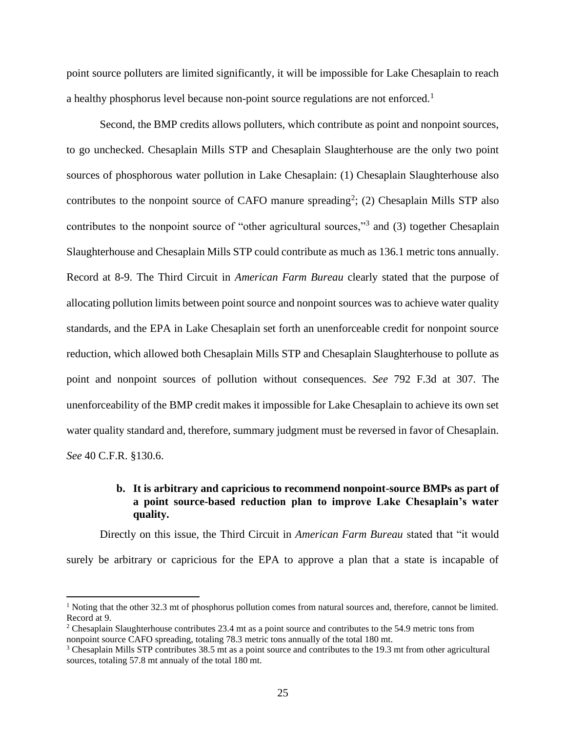point source polluters are limited significantly, it will be impossible for Lake Chesaplain to reach a healthy phosphorus level because non-point source regulations are not enforced.[1]

Second, the BMP credits allows polluters, which contribute as point and nonpoint sources, to go unchecked. Chesaplain Mills STP and Chesaplain Slaughterhouse are the only two point sources of phosphorous water pollution in Lake Chesaplain: (1) Chesaplain Slaughterhouse also contributes to the nonpoint source of CAFO manure spreading[2]; (2) Chesaplain Mills STP also contributes to the nonpoint source of "other agricultural sources,"[3] and (3) together Chesaplain Slaughterhouse and Chesaplain Mills STP could contribute as much as 136.1 metric tons annually. Record at 8-9. The Third Circuit in *American Farm Bureau* clearly stated that the purpose of allocating pollution limits between point source and nonpoint sources was to achieve water quality standards, and the EPA in Lake Chesaplain set forth an unenforceable credit for nonpoint source reduction, which allowed both Chesaplain Mills STP and Chesaplain Slaughterhouse to pollute as point and nonpoint sources of pollution without consequences. *See* 792 F.3d at 307. The unenforceability of the BMP credit makes it impossible for Lake Chesaplain to achieve its own set water quality standard and, therefore, summary judgment must be reversed in favor of Chesaplain. *See* 40 C.F.R. §130.6.

**b. It is arbitrary and capricious to recommend nonpoint-source BMPs as part of a point source-based reduction plan to improve Lake Chesaplain's water quality.**

Directly on this issue, the Third Circuit in *American Farm Bureau* stated that "it would surely be arbitrary or capricious for the EPA to approve a plan that a state is incapable of

---

[1] Noting that the other 32.3 mt of phosphorus pollution comes from natural sources and, therefore, cannot be limited. Record at 9.

[2] Chesaplain Slaughterhouse contributes 23.4 mt as a point source and contributes to the 54.9 metric tons from nonpoint source CAFO spreading, totaling 78.3 metric tons annually of the total 180 mt.

[3] Chesaplain Mills STP contributes 38.5 mt as a point source and contributes to the 19.3 mt from other agricultural sources, totaling 57.8 mt annualy of the total 180 mt.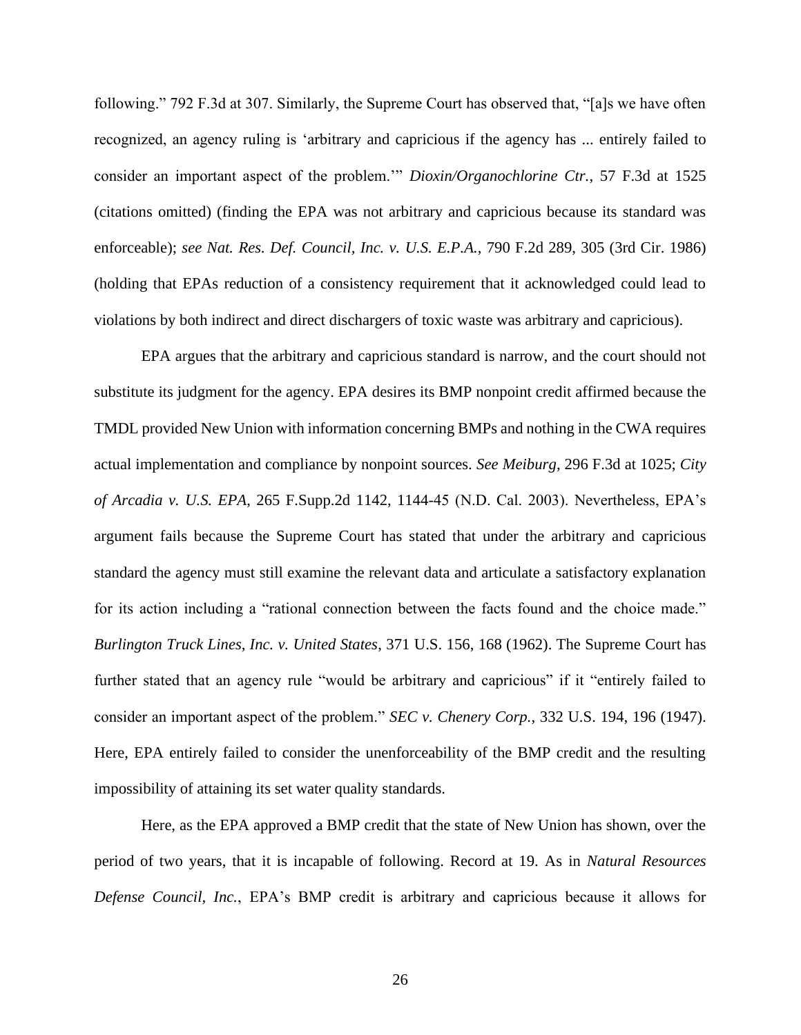following." 792 F.3d at 307. Similarly, the Supreme Court has observed that, "[a]s we have often recognized, an agency ruling is 'arbitrary and capricious if the agency has ... entirely failed to consider an important aspect of the problem.'" *Dioxin/Organochlorine Ctr.*, 57 F.3d at 1525 (citations omitted) (finding the EPA was not arbitrary and capricious because its standard was enforceable); *see Nat. Res. Def. Council, Inc. v. U.S. E.P.A.*, 790 F.2d 289, 305 (3rd Cir. 1986) (holding that EPAs reduction of a consistency requirement that it acknowledged could lead to violations by both indirect and direct dischargers of toxic waste was arbitrary and capricious).

EPA argues that the arbitrary and capricious standard is narrow, and the court should not substitute its judgment for the agency. EPA desires its BMP nonpoint credit affirmed because the TMDL provided New Union with information concerning BMPs and nothing in the CWA requires actual implementation and compliance by nonpoint sources. *See Meiburg*, 296 F.3d at 1025; *City of Arcadia v. U.S. EPA*, 265 F.Supp.2d 1142, 1144-45 (N.D. Cal. 2003). Nevertheless, EPA's argument fails because the Supreme Court has stated that under the arbitrary and capricious standard the agency must still examine the relevant data and articulate a satisfactory explanation for its action including a "rational connection between the facts found and the choice made." *Burlington Truck Lines, Inc. v. United States*, 371 U.S. 156, 168 (1962). The Supreme Court has further stated that an agency rule "would be arbitrary and capricious" if it "entirely failed to consider an important aspect of the problem." *SEC v. Chenery Corp.*, 332 U.S. 194, 196 (1947). Here, EPA entirely failed to consider the unenforceability of the BMP credit and the resulting impossibility of attaining its set water quality standards.

Here, as the EPA approved a BMP credit that the state of New Union has shown, over the period of two years, that it is incapable of following. Record at 19. As in *Natural Resources Defense Council, Inc.*, EPA's BMP credit is arbitrary and capricious because it allows for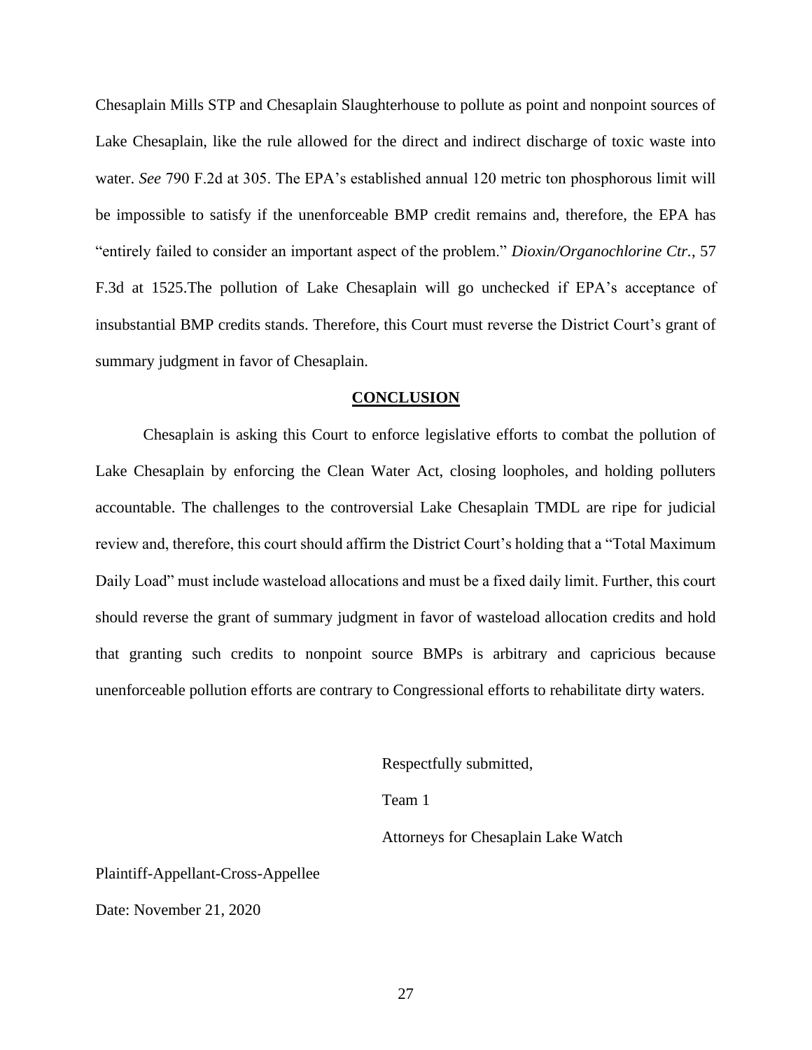Chesaplain Mills STP and Chesaplain Slaughterhouse to pollute as point and nonpoint sources of Lake Chesaplain, like the rule allowed for the direct and indirect discharge of toxic waste into water. *See* 790 F.2d at 305. The EPA's established annual 120 metric ton phosphorous limit will be impossible to satisfy if the unenforceable BMP credit remains and, therefore, the EPA has "entirely failed to consider an important aspect of the problem." *Dioxin/Organochlorine Ctr.*, 57 F.3d at 1525.The pollution of Lake Chesaplain will go unchecked if EPA's acceptance of insubstantial BMP credits stands. Therefore, this Court must reverse the District Court's grant of summary judgment in favor of Chesaplain.

## CONCLUSION

Chesaplain is asking this Court to enforce legislative efforts to combat the pollution of Lake Chesaplain by enforcing the Clean Water Act, closing loopholes, and holding polluters accountable. The challenges to the controversial Lake Chesaplain TMDL are ripe for judicial review and, therefore, this court should affirm the District Court's holding that a "Total Maximum Daily Load" must include wasteload allocations and must be a fixed daily limit. Further, this court should reverse the grant of summary judgment in favor of wasteload allocation credits and hold that granting such credits to nonpoint source BMPs is arbitrary and capricious because unenforceable pollution efforts are contrary to Congressional efforts to rehabilitate dirty waters.

Respectfully submitted,

Team 1

Attorneys for Chesaplain Lake Watch

Plaintiff-Appellant-Cross-Appellee

Date: November 21, 2020